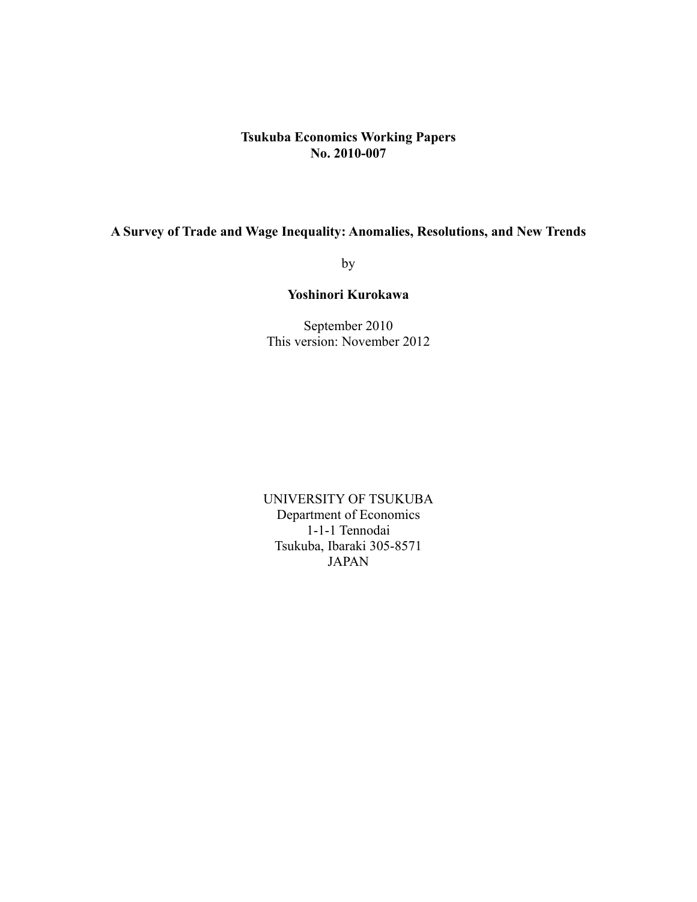**Tsukuba Economics Working Papers**
**No. 2010-007**

# A Survey of Trade and Wage Inequality: Anomalies, Resolutions, and New Trends

by

**Yoshinori Kurokawa**

September 2010
This version: November 2012

UNIVERSITY OF TSUKUBA
Department of Economics
1-1-1 Tennodai
Tsukuba, Ibaraki 305-8571
JAPAN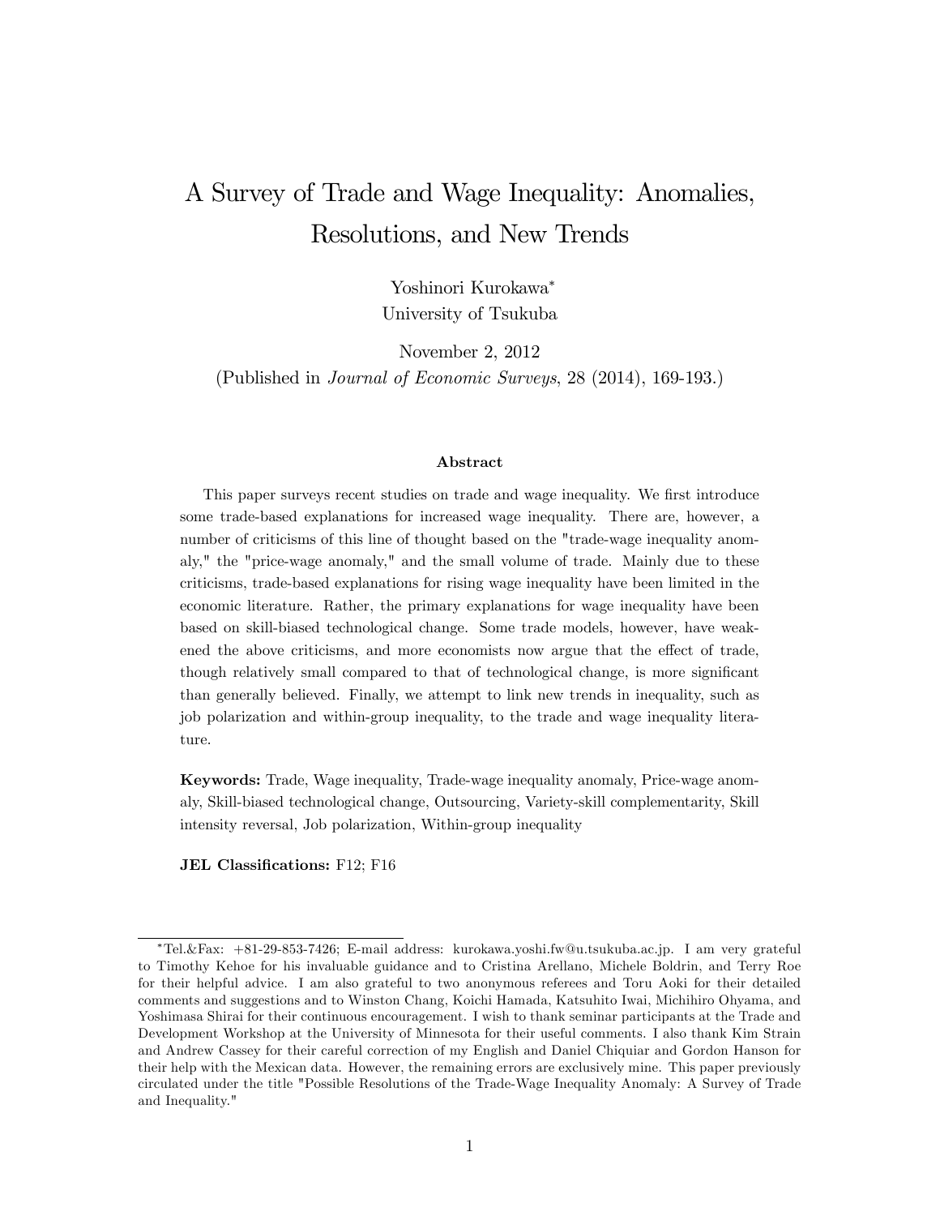# A Survey of Trade and Wage Inequality: Anomalies, Resolutions, and New Trends

Yoshinori Kurokawa*
University of Tsukuba

November 2, 2012
(Published in *Journal of Economic Surveys*, 28 (2014), 169-193.)

### Abstract

This paper surveys recent studies on trade and wage inequality. We first introduce some trade-based explanations for increased wage inequality. There are, however, a number of criticisms of this line of thought based on the "trade-wage inequality anomaly," the "price-wage anomaly," and the small volume of trade. Mainly due to these criticisms, trade-based explanations for rising wage inequality have been limited in the economic literature. Rather, the primary explanations for wage inequality have been based on skill-biased technological change. Some trade models, however, have weakened the above criticisms, and more economists now argue that the effect of trade, though relatively small compared to that of technological change, is more significant than generally believed. Finally, we attempt to link new trends in inequality, such as job polarization and within-group inequality, to the trade and wage inequality literature.

**Keywords:** Trade, Wage inequality, Trade-wage inequality anomaly, Price-wage anomaly, Skill-biased technological change, Outsourcing, Variety-skill complementarity, Skill intensity reversal, Job polarization, Within-group inequality

**JEL Classifications:** F12; F16

---

*Tel.&Fax: +81-29-853-7426; E-mail address: kurokawa.yoshi.fw@u.tsukuba.ac.jp. I am very grateful to Timothy Kehoe for his invaluable guidance and to Cristina Arellano, Michele Boldrin, and Terry Roe for their helpful advice. I am also grateful to two anonymous referees and Toru Aoki for their detailed comments and suggestions and to Winston Chang, Koichi Hamada, Katsuhito Iwai, Michihiro Ohyama, and Yoshimasa Shirai for their continuous encouragement. I wish to thank seminar participants at the Trade and Development Workshop at the University of Minnesota for their useful comments. I also thank Kim Strain and Andrew Cassey for their careful correction of my English and Daniel Chiquiar and Gordon Hanson for their help with the Mexican data. However, the remaining errors are exclusively mine. This paper previously circulated under the title "Possible Resolutions of the Trade-Wage Inequality Anomaly: A Survey of Trade and Inequality."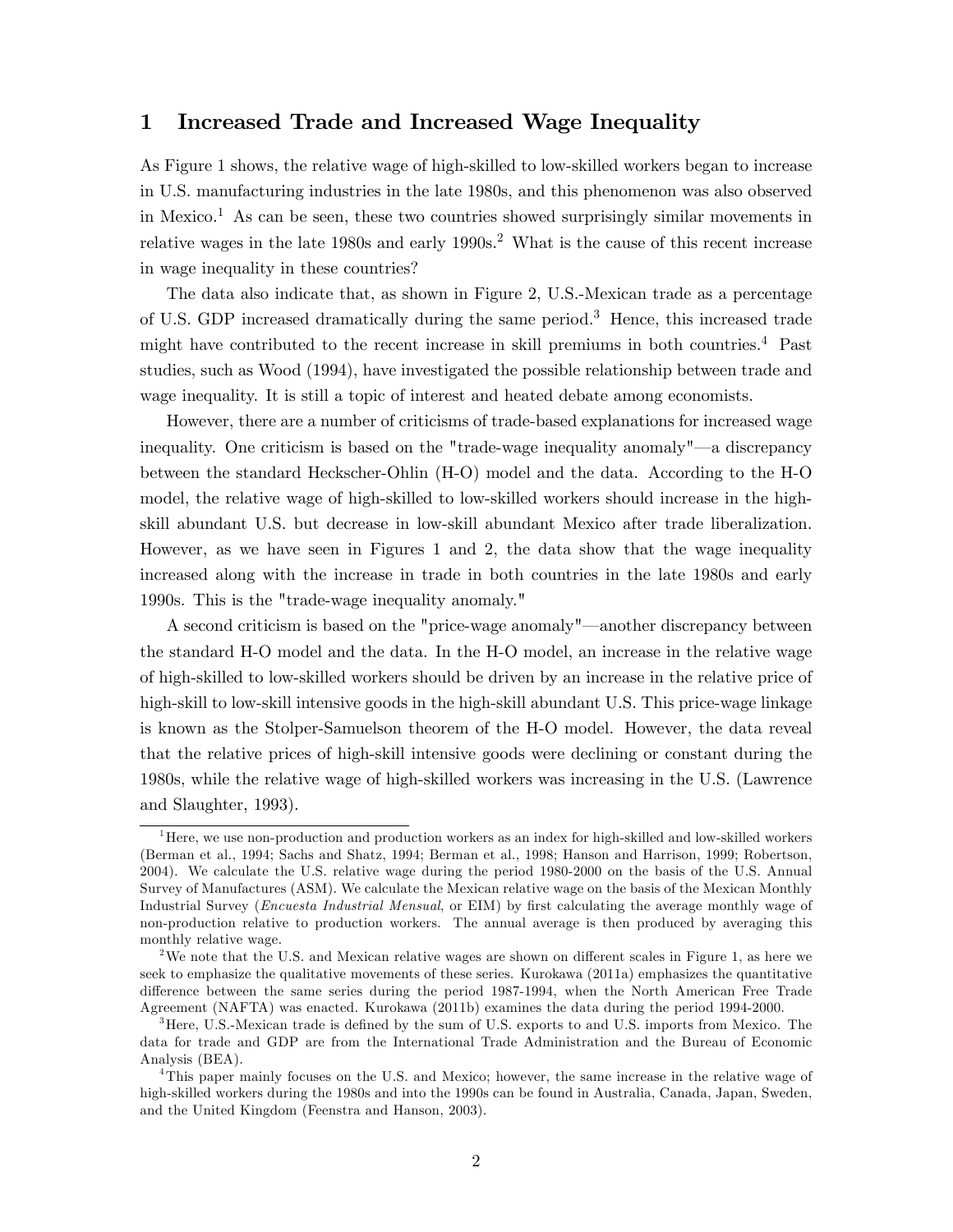# 1 Increased Trade and Increased Wage Inequality

As Figure 1 shows, the relative wage of high-skilled to low-skilled workers began to increase in U.S. manufacturing industries in the late 1980s, and this phenomenon was also observed in Mexico.[1] As can be seen, these two countries showed surprisingly similar movements in relative wages in the late 1980s and early 1990s.[2] What is the cause of this recent increase in wage inequality in these countries?

The data also indicate that, as shown in Figure 2, U.S.-Mexican trade as a percentage of U.S. GDP increased dramatically during the same period.[3] Hence, this increased trade might have contributed to the recent increase in skill premiums in both countries.[4] Past studies, such as Wood (1994), have investigated the possible relationship between trade and wage inequality. It is still a topic of interest and heated debate among economists.

However, there are a number of criticisms of trade-based explanations for increased wage inequality. One criticism is based on the "trade-wage inequality anomaly"—a discrepancy between the standard Heckscher-Ohlin (H-O) model and the data. According to the H-O model, the relative wage of high-skilled to low-skilled workers should increase in the high-skill abundant U.S. but decrease in low-skill abundant Mexico after trade liberalization. However, as we have seen in Figures 1 and 2, the data show that the wage inequality increased along with the increase in trade in both countries in the late 1980s and early 1990s. This is the "trade-wage inequality anomaly."

A second criticism is based on the "price-wage anomaly"—another discrepancy between the standard H-O model and the data. In the H-O model, an increase in the relative wage of high-skilled to low-skilled workers should be driven by an increase in the relative price of high-skill to low-skill intensive goods in the high-skill abundant U.S. This price-wage linkage is known as the Stolper-Samuelson theorem of the H-O model. However, the data reveal that the relative prices of high-skill intensive goods were declining or constant during the 1980s, while the relative wage of high-skilled workers was increasing in the U.S. (Lawrence and Slaughter, 1993).

---

[1] Here, we use non-production and production workers as an index for high-skilled and low-skilled workers (Berman et al., 1994; Sachs and Shatz, 1994; Berman et al., 1998; Hanson and Harrison, 1999; Robertson, 2004). We calculate the U.S. relative wage during the period 1980-2000 on the basis of the U.S. Annual Survey of Manufactures (ASM). We calculate the Mexican relative wage on the basis of the Mexican Monthly Industrial Survey (*Encuesta Industrial Mensual*, or EIM) by first calculating the average monthly wage of non-production relative to production workers. The annual average is then produced by averaging this monthly relative wage.

[2] We note that the U.S. and Mexican relative wages are shown on different scales in Figure 1, as here we seek to emphasize the qualitative movements of these series. Kurokawa (2011a) emphasizes the quantitative difference between the same series during the period 1987-1994, when the North American Free Trade Agreement (NAFTA) was enacted. Kurokawa (2011b) examines the data during the period 1994-2000.

[3] Here, U.S.-Mexican trade is defined by the sum of U.S. exports to and U.S. imports from Mexico. The data for trade and GDP are from the International Trade Administration and the Bureau of Economic Analysis (BEA).

[4] This paper mainly focuses on the U.S. and Mexico; however, the same increase in the relative wage of high-skilled workers during the 1980s and into the 1990s can be found in Australia, Canada, Japan, Sweden, and the United Kingdom (Feenstra and Hanson, 2003).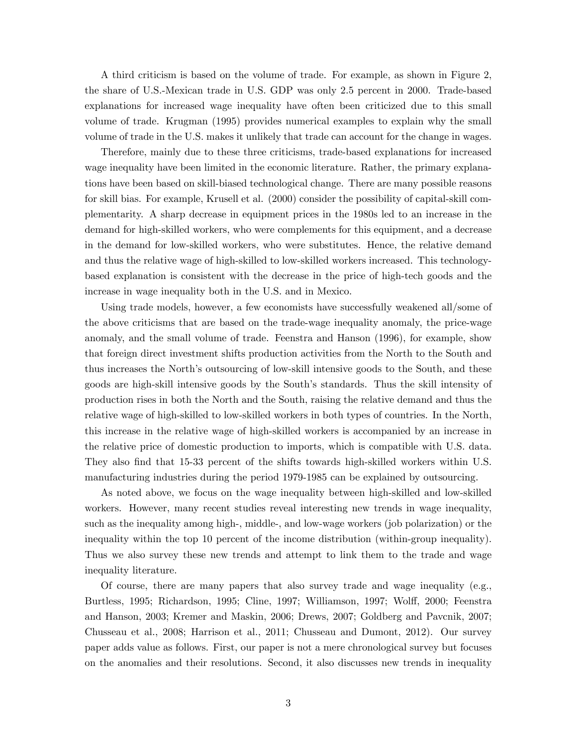A third criticism is based on the volume of trade. For example, as shown in Figure 2, the share of U.S.-Mexican trade in U.S. GDP was only 2.5 percent in 2000. Trade-based explanations for increased wage inequality have often been criticized due to this small volume of trade. Krugman (1995) provides numerical examples to explain why the small volume of trade in the U.S. makes it unlikely that trade can account for the change in wages.

Therefore, mainly due to these three criticisms, trade-based explanations for increased wage inequality have been limited in the economic literature. Rather, the primary explanations have been based on skill-biased technological change. There are many possible reasons for skill bias. For example, Krusell et al. (2000) consider the possibility of capital-skill complementarity. A sharp decrease in equipment prices in the 1980s led to an increase in the demand for high-skilled workers, who were complements for this equipment, and a decrease in the demand for low-skilled workers, who were substitutes. Hence, the relative demand and thus the relative wage of high-skilled to low-skilled workers increased. This technology-based explanation is consistent with the decrease in the price of high-tech goods and the increase in wage inequality both in the U.S. and in Mexico.

Using trade models, however, a few economists have successfully weakened all/some of the above criticisms that are based on the trade-wage inequality anomaly, the price-wage anomaly, and the small volume of trade. Feenstra and Hanson (1996), for example, show that foreign direct investment shifts production activities from the North to the South and thus increases the North's outsourcing of low-skill intensive goods to the South, and these goods are high-skill intensive goods by the South's standards. Thus the skill intensity of production rises in both the North and the South, raising the relative demand and thus the relative wage of high-skilled to low-skilled workers in both types of countries. In the North, this increase in the relative wage of high-skilled workers is accompanied by an increase in the relative price of domestic production to imports, which is compatible with U.S. data. They also find that 15-33 percent of the shifts towards high-skilled workers within U.S. manufacturing industries during the period 1979-1985 can be explained by outsourcing.

As noted above, we focus on the wage inequality between high-skilled and low-skilled workers. However, many recent studies reveal interesting new trends in wage inequality, such as the inequality among high-, middle-, and low-wage workers (job polarization) or the inequality within the top 10 percent of the income distribution (within-group inequality). Thus we also survey these new trends and attempt to link them to the trade and wage inequality literature.

Of course, there are many papers that also survey trade and wage inequality (e.g., Burtless, 1995; Richardson, 1995; Cline, 1997; Williamson, 1997; Wolff, 2000; Feenstra and Hanson, 2003; Kremer and Maskin, 2006; Drews, 2007; Goldberg and Pavcnik, 2007; Chusseau et al., 2008; Harrison et al., 2011; Chusseau and Dumont, 2012). Our survey paper adds value as follows. First, our paper is not a mere chronological survey but focuses on the anomalies and their resolutions. Second, it also discusses new trends in inequality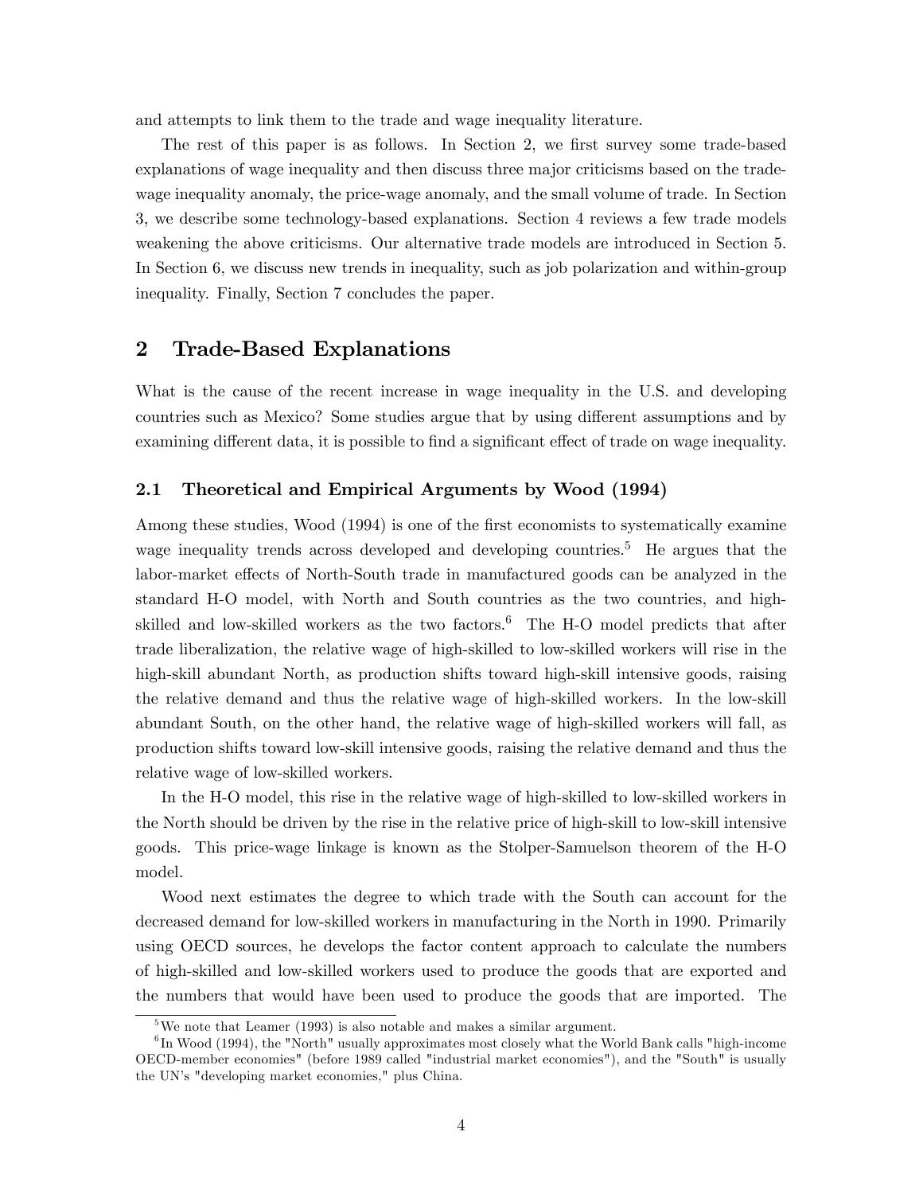and attempts to link them to the trade and wage inequality literature.

The rest of this paper is as follows. In Section 2, we first survey some trade-based explanations of wage inequality and then discuss three major criticisms based on the trade-wage inequality anomaly, the price-wage anomaly, and the small volume of trade. In Section 3, we describe some technology-based explanations. Section 4 reviews a few trade models weakening the above criticisms. Our alternative trade models are introduced in Section 5. In Section 6, we discuss new trends in inequality, such as job polarization and within-group inequality. Finally, Section 7 concludes the paper.

## 2 Trade-Based Explanations

What is the cause of the recent increase in wage inequality in the U.S. and developing countries such as Mexico? Some studies argue that by using different assumptions and by examining different data, it is possible to find a significant effect of trade on wage inequality.

### 2.1 Theoretical and Empirical Arguments by Wood (1994)

Among these studies, Wood (1994) is one of the first economists to systematically examine wage inequality trends across developed and developing countries.[5] He argues that the labor-market effects of North-South trade in manufactured goods can be analyzed in the standard H-O model, with North and South countries as the two countries, and high-skilled and low-skilled workers as the two factors.[6] The H-O model predicts that after trade liberalization, the relative wage of high-skilled to low-skilled workers will rise in the high-skill abundant North, as production shifts toward high-skill intensive goods, raising the relative demand and thus the relative wage of high-skilled workers. In the low-skill abundant South, on the other hand, the relative wage of high-skilled workers will fall, as production shifts toward low-skill intensive goods, raising the relative demand and thus the relative wage of low-skilled workers.

In the H-O model, this rise in the relative wage of high-skilled to low-skilled workers in the North should be driven by the rise in the relative price of high-skill to low-skill intensive goods. This price-wage linkage is known as the Stolper-Samuelson theorem of the H-O model.

Wood next estimates the degree to which trade with the South can account for the decreased demand for low-skilled workers in manufacturing in the North in 1990. Primarily using OECD sources, he develops the factor content approach to calculate the numbers of high-skilled and low-skilled workers used to produce the goods that are exported and the numbers that would have been used to produce the goods that are imported. The

[5] We note that Leamer (1993) is also notable and makes a similar argument.

[6] In Wood (1994), the "North" usually approximates most closely what the World Bank calls "high-income OECD-member economies" (before 1989 called "industrial market economies"), and the "South" is usually the UN's "developing market economies," plus China.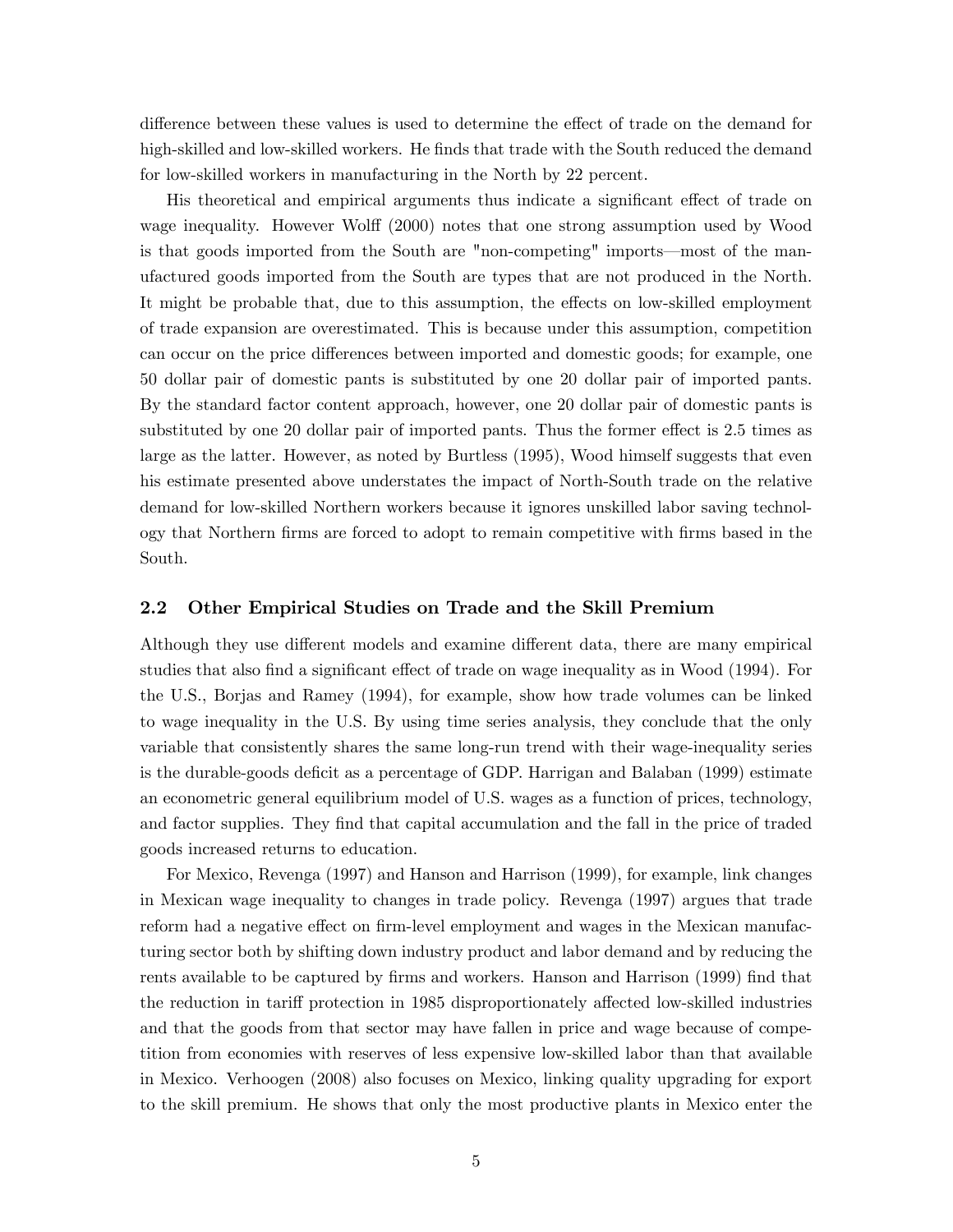difference between these values is used to determine the effect of trade on the demand for high-skilled and low-skilled workers. He finds that trade with the South reduced the demand for low-skilled workers in manufacturing in the North by 22 percent.

His theoretical and empirical arguments thus indicate a significant effect of trade on wage inequality. However Wolff (2000) notes that one strong assumption used by Wood is that goods imported from the South are "non-competing" imports—most of the manufactured goods imported from the South are types that are not produced in the North. It might be probable that, due to this assumption, the effects on low-skilled employment of trade expansion are overestimated. This is because under this assumption, competition can occur on the price differences between imported and domestic goods; for example, one 50 dollar pair of domestic pants is substituted by one 20 dollar pair of imported pants. By the standard factor content approach, however, one 20 dollar pair of domestic pants is substituted by one 20 dollar pair of imported pants. Thus the former effect is 2.5 times as large as the latter. However, as noted by Burtless (1995), Wood himself suggests that even his estimate presented above understates the impact of North-South trade on the relative demand for low-skilled Northern workers because it ignores unskilled labor saving technology that Northern firms are forced to adopt to remain competitive with firms based in the South.

## 2.2 Other Empirical Studies on Trade and the Skill Premium

Although they use different models and examine different data, there are many empirical studies that also find a significant effect of trade on wage inequality as in Wood (1994). For the U.S., Borjas and Ramey (1994), for example, show how trade volumes can be linked to wage inequality in the U.S. By using time series analysis, they conclude that the only variable that consistently shares the same long-run trend with their wage-inequality series is the durable-goods deficit as a percentage of GDP. Harrigan and Balaban (1999) estimate an econometric general equilibrium model of U.S. wages as a function of prices, technology, and factor supplies. They find that capital accumulation and the fall in the price of traded goods increased returns to education.

For Mexico, Revenga (1997) and Hanson and Harrison (1999), for example, link changes in Mexican wage inequality to changes in trade policy. Revenga (1997) argues that trade reform had a negative effect on firm-level employment and wages in the Mexican manufacturing sector both by shifting down industry product and labor demand and by reducing the rents available to be captured by firms and workers. Hanson and Harrison (1999) find that the reduction in tariff protection in 1985 disproportionately affected low-skilled industries and that the goods from that sector may have fallen in price and wage because of competition from economies with reserves of less expensive low-skilled labor than that available in Mexico. Verhoogen (2008) also focuses on Mexico, linking quality upgrading for export to the skill premium. He shows that only the most productive plants in Mexico enter the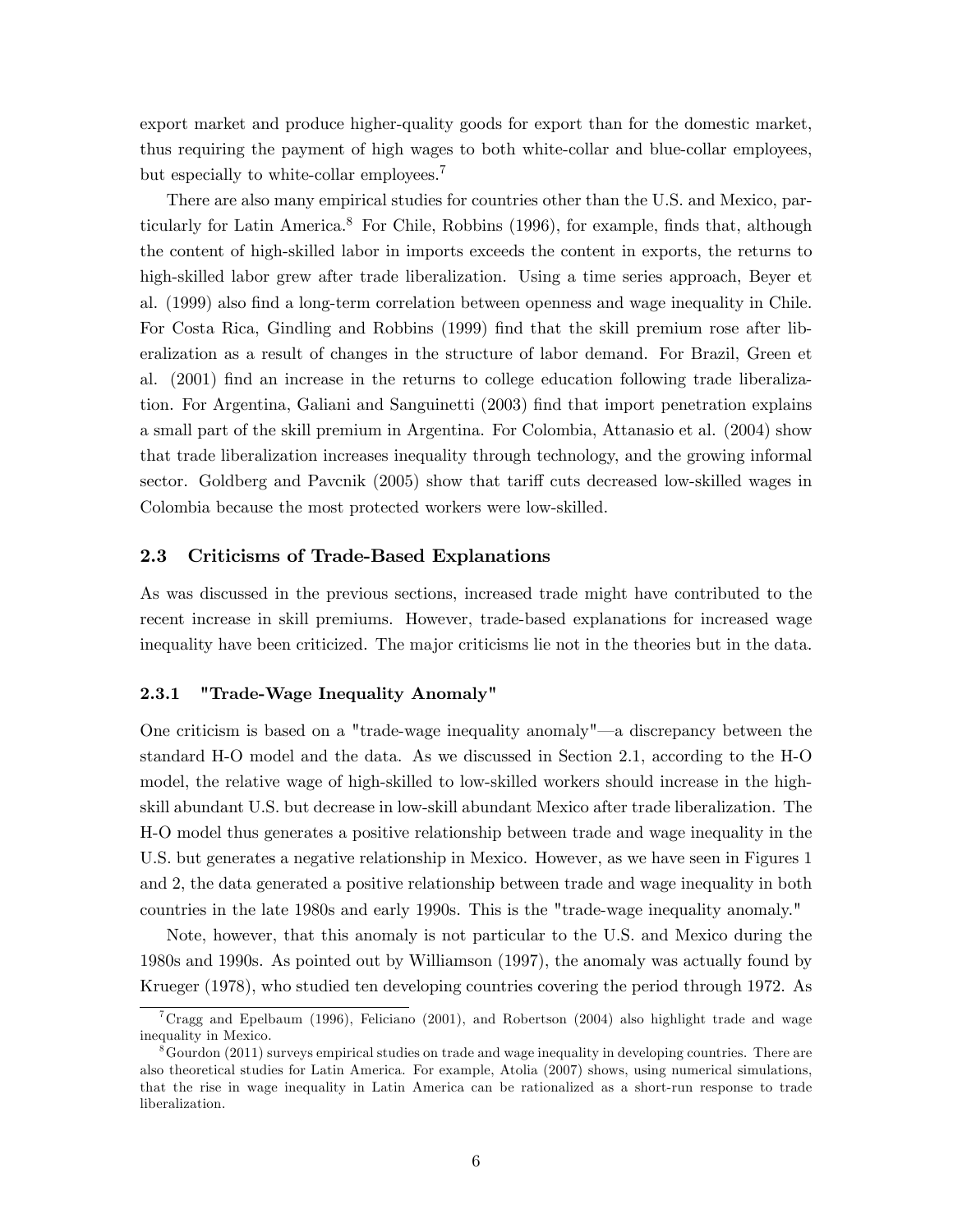export market and produce higher-quality goods for export than for the domestic market, thus requiring the payment of high wages to both white-collar and blue-collar employees, but especially to white-collar employees.[7]

There are also many empirical studies for countries other than the U.S. and Mexico, particularly for Latin America.[8] For Chile, Robbins (1996), for example, finds that, although the content of high-skilled labor in imports exceeds the content in exports, the returns to high-skilled labor grew after trade liberalization. Using a time series approach, Beyer et al. (1999) also find a long-term correlation between openness and wage inequality in Chile. For Costa Rica, Gindling and Robbins (1999) find that the skill premium rose after liberalization as a result of changes in the structure of labor demand. For Brazil, Green et al. (2001) find an increase in the returns to college education following trade liberalization. For Argentina, Galiani and Sanguinetti (2003) find that import penetration explains a small part of the skill premium in Argentina. For Colombia, Attanasio et al. (2004) show that trade liberalization increases inequality through technology, and the growing informal sector. Goldberg and Pavcnik (2005) show that tariff cuts decreased low-skilled wages in Colombia because the most protected workers were low-skilled.

### 2.3 Criticisms of Trade-Based Explanations

As was discussed in the previous sections, increased trade might have contributed to the recent increase in skill premiums. However, trade-based explanations for increased wage inequality have been criticized. The major criticisms lie not in the theories but in the data.

#### 2.3.1 "Trade-Wage Inequality Anomaly"

One criticism is based on a "trade-wage inequality anomaly"—a discrepancy between the standard H-O model and the data. As we discussed in Section 2.1, according to the H-O model, the relative wage of high-skilled to low-skilled workers should increase in the high-skill abundant U.S. but decrease in low-skill abundant Mexico after trade liberalization. The H-O model thus generates a positive relationship between trade and wage inequality in the U.S. but generates a negative relationship in Mexico. However, as we have seen in Figures 1 and 2, the data generated a positive relationship between trade and wage inequality in both countries in the late 1980s and early 1990s. This is the "trade-wage inequality anomaly."

Note, however, that this anomaly is not particular to the U.S. and Mexico during the 1980s and 1990s. As pointed out by Williamson (1997), the anomaly was actually found by Krueger (1978), who studied ten developing countries covering the period through 1972. As

[7] Cragg and Epelbaum (1996), Feliciano (2001), and Robertson (2004) also highlight trade and wage inequality in Mexico.

[8] Gourdon (2011) surveys empirical studies on trade and wage inequality in developing countries. There are also theoretical studies for Latin America. For example, Atolia (2007) shows, using numerical simulations, that the rise in wage inequality in Latin America can be rationalized as a short-run response to trade liberalization.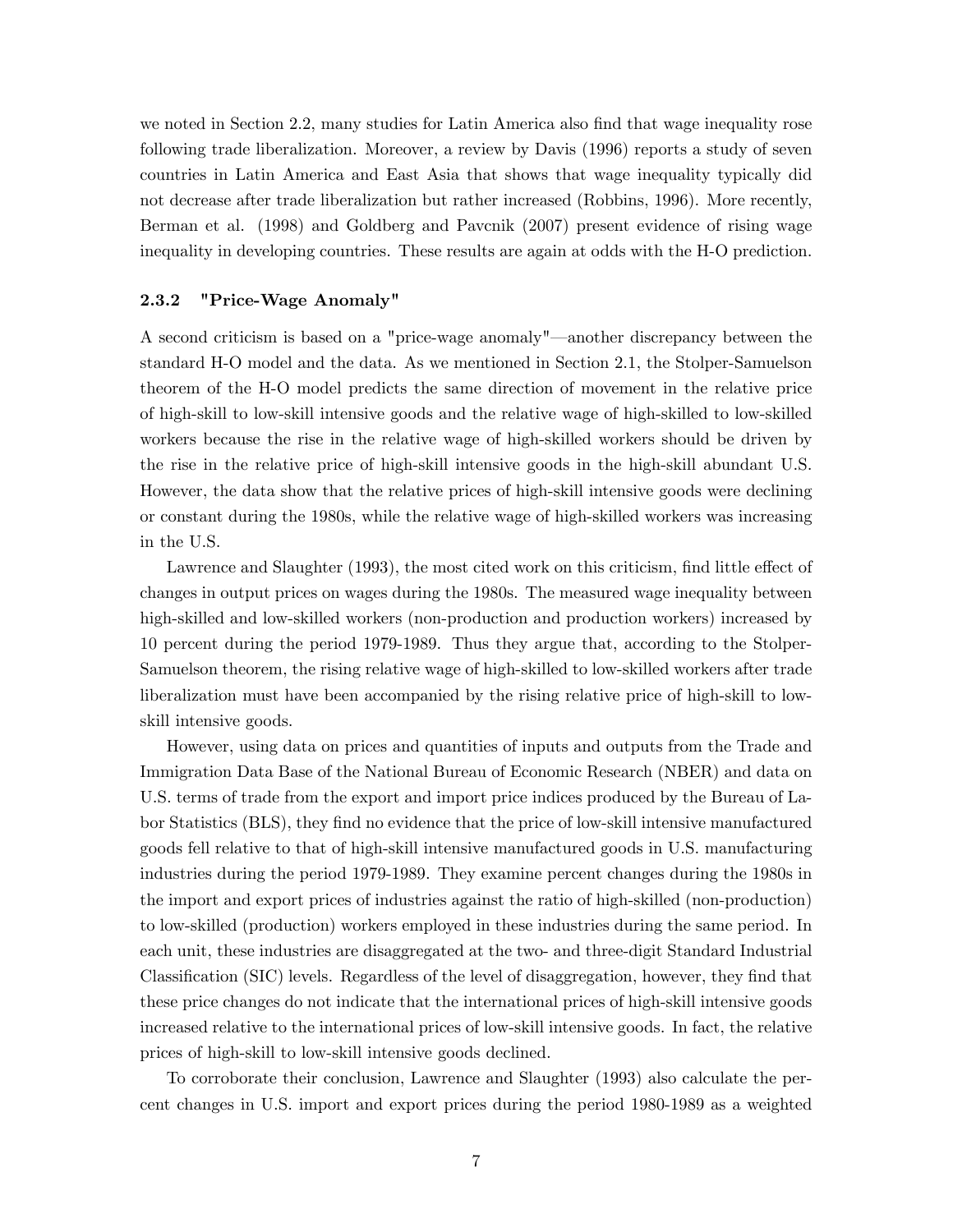we noted in Section 2.2, many studies for Latin America also find that wage inequality rose following trade liberalization. Moreover, a review by Davis (1996) reports a study of seven countries in Latin America and East Asia that shows that wage inequality typically did not decrease after trade liberalization but rather increased (Robbins, 1996). More recently, Berman et al. (1998) and Goldberg and Pavcnik (2007) present evidence of rising wage inequality in developing countries. These results are again at odds with the H-O prediction.

### 2.3.2 "Price-Wage Anomaly"

A second criticism is based on a "price-wage anomaly"—another discrepancy between the standard H-O model and the data. As we mentioned in Section 2.1, the Stolper-Samuelson theorem of the H-O model predicts the same direction of movement in the relative price of high-skill to low-skill intensive goods and the relative wage of high-skilled to low-skilled workers because the rise in the relative wage of high-skilled workers should be driven by the rise in the relative price of high-skill intensive goods in the high-skill abundant U.S. However, the data show that the relative prices of high-skill intensive goods were declining or constant during the 1980s, while the relative wage of high-skilled workers was increasing in the U.S.

Lawrence and Slaughter (1993), the most cited work on this criticism, find little effect of changes in output prices on wages during the 1980s. The measured wage inequality between high-skilled and low-skilled workers (non-production and production workers) increased by 10 percent during the period 1979-1989. Thus they argue that, according to the Stolper-Samuelson theorem, the rising relative wage of high-skilled to low-skilled workers after trade liberalization must have been accompanied by the rising relative price of high-skill to low-skill intensive goods.

However, using data on prices and quantities of inputs and outputs from the Trade and Immigration Data Base of the National Bureau of Economic Research (NBER) and data on U.S. terms of trade from the export and import price indices produced by the Bureau of Labor Statistics (BLS), they find no evidence that the price of low-skill intensive manufactured goods fell relative to that of high-skill intensive manufactured goods in U.S. manufacturing industries during the period 1979-1989. They examine percent changes during the 1980s in the import and export prices of industries against the ratio of high-skilled (non-production) to low-skilled (production) workers employed in these industries during the same period. In each unit, these industries are disaggregated at the two- and three-digit Standard Industrial Classification (SIC) levels. Regardless of the level of disaggregation, however, they find that these price changes do not indicate that the international prices of high-skill intensive goods increased relative to the international prices of low-skill intensive goods. In fact, the relative prices of high-skill to low-skill intensive goods declined.

To corroborate their conclusion, Lawrence and Slaughter (1993) also calculate the percent changes in U.S. import and export prices during the period 1980-1989 as a weighted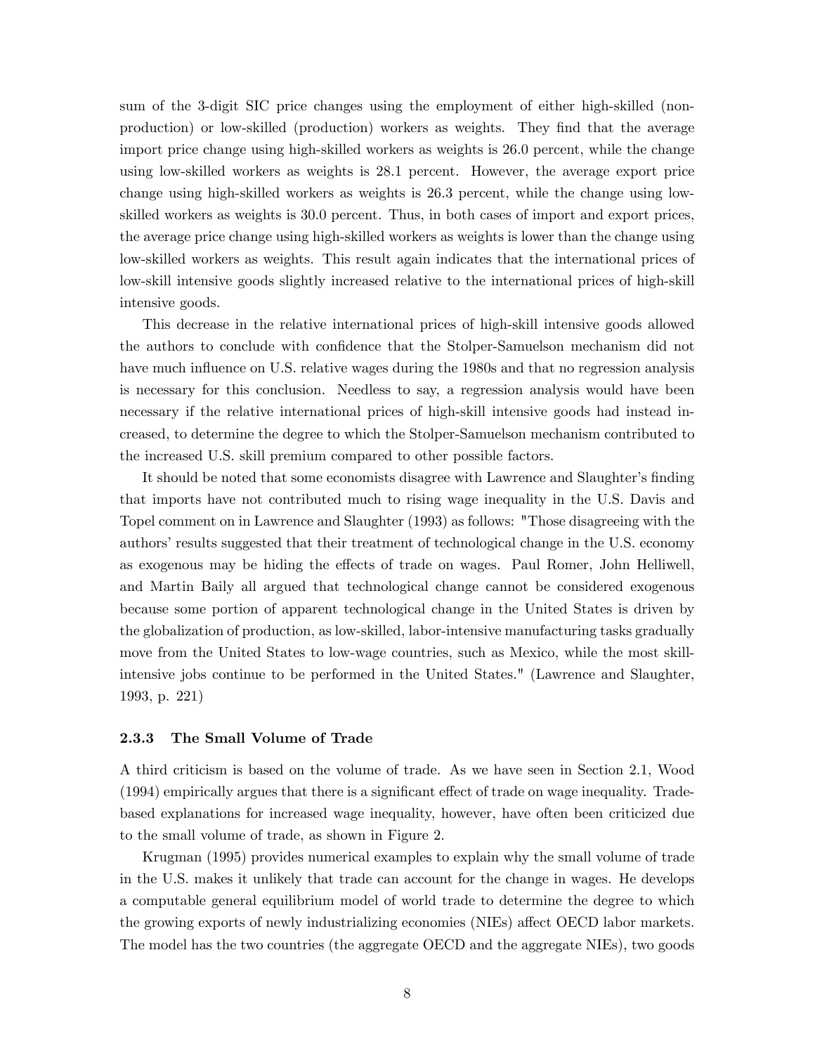sum of the 3-digit SIC price changes using the employment of either high-skilled (non-production) or low-skilled (production) workers as weights. They find that the average import price change using high-skilled workers as weights is 26.0 percent, while the change using low-skilled workers as weights is 28.1 percent. However, the average export price change using high-skilled workers as weights is 26.3 percent, while the change using low-skilled workers as weights is 30.0 percent. Thus, in both cases of import and export prices, the average price change using high-skilled workers as weights is lower than the change using low-skilled workers as weights. This result again indicates that the international prices of low-skill intensive goods slightly increased relative to the international prices of high-skill intensive goods.

This decrease in the relative international prices of high-skill intensive goods allowed the authors to conclude with confidence that the Stolper-Samuelson mechanism did not have much influence on U.S. relative wages during the 1980s and that no regression analysis is necessary for this conclusion. Needless to say, a regression analysis would have been necessary if the relative international prices of high-skill intensive goods had instead increased, to determine the degree to which the Stolper-Samuelson mechanism contributed to the increased U.S. skill premium compared to other possible factors.

It should be noted that some economists disagree with Lawrence and Slaughter's finding that imports have not contributed much to rising wage inequality in the U.S. Davis and Topel comment on in Lawrence and Slaughter (1993) as follows: "Those disagreeing with the authors' results suggested that their treatment of technological change in the U.S. economy as exogenous may be hiding the effects of trade on wages. Paul Romer, John Helliwell, and Martin Baily all argued that technological change cannot be considered exogenous because some portion of apparent technological change in the United States is driven by the globalization of production, as low-skilled, labor-intensive manufacturing tasks gradually move from the United States to low-wage countries, such as Mexico, while the most skill-intensive jobs continue to be performed in the United States." (Lawrence and Slaughter, 1993, p. 221)

### 2.3.3 The Small Volume of Trade

A third criticism is based on the volume of trade. As we have seen in Section 2.1, Wood (1994) empirically argues that there is a significant effect of trade on wage inequality. Trade-based explanations for increased wage inequality, however, have often been criticized due to the small volume of trade, as shown in Figure 2.

Krugman (1995) provides numerical examples to explain why the small volume of trade in the U.S. makes it unlikely that trade can account for the change in wages. He develops a computable general equilibrium model of world trade to determine the degree to which the growing exports of newly industrializing economies (NIEs) affect OECD labor markets. The model has the two countries (the aggregate OECD and the aggregate NIEs), two goods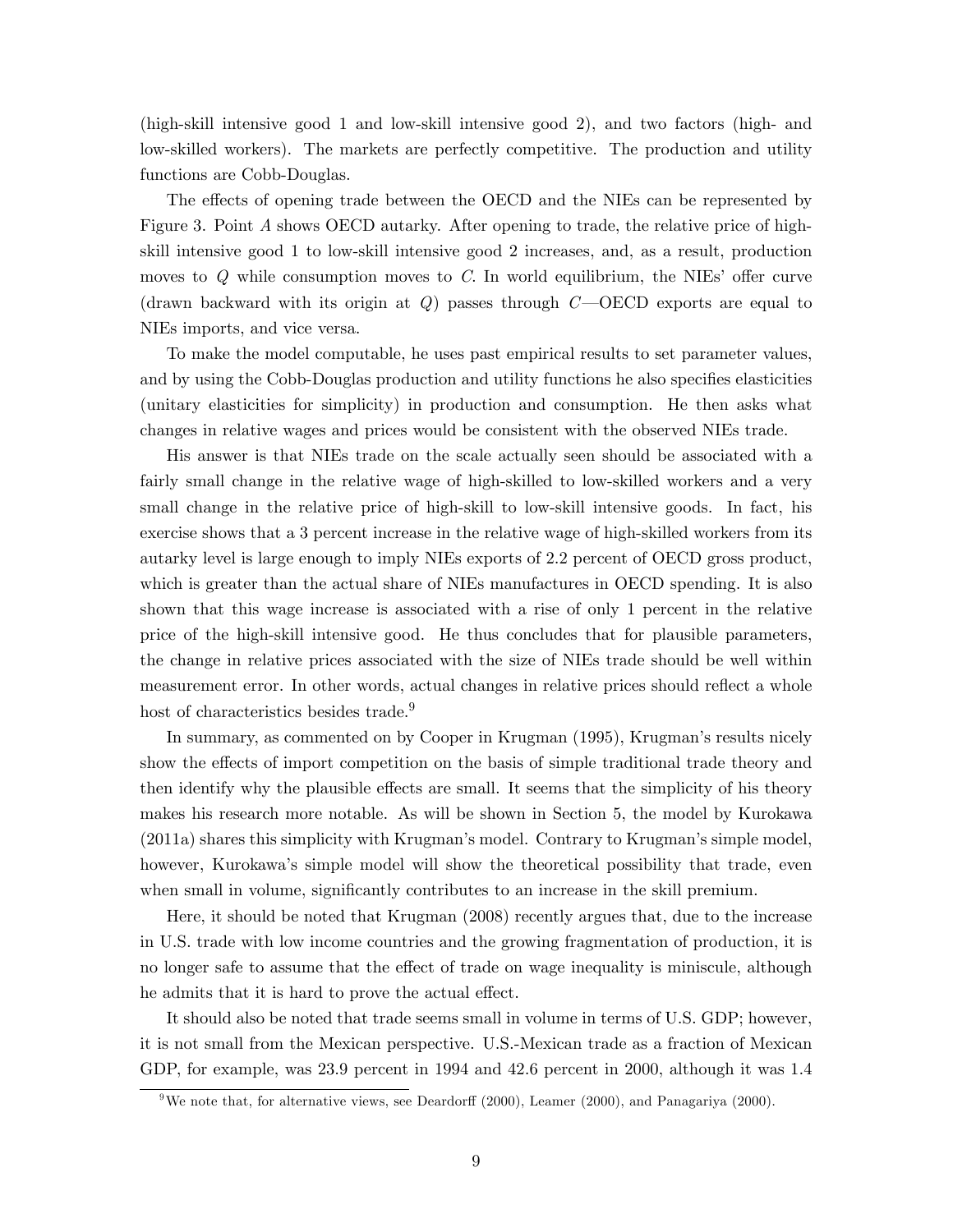(high-skill intensive good 1 and low-skill intensive good 2), and two factors (high- and low-skilled workers). The markets are perfectly competitive. The production and utility functions are Cobb-Douglas.

The effects of opening trade between the OECD and the NIEs can be represented by Figure 3. Point $A$ shows OECD autarky. After opening to trade, the relative price of high-skill intensive good 1 to low-skill intensive good 2 increases, and, as a result, production moves to $Q$ while consumption moves to $C$. In world equilibrium, the NIEs' offer curve (drawn backward with its origin at $Q$) passes through $C$—OECD exports are equal to NIEs imports, and vice versa.

To make the model computable, he uses past empirical results to set parameter values, and by using the Cobb-Douglas production and utility functions he also specifies elasticities (unitary elasticities for simplicity) in production and consumption. He then asks what changes in relative wages and prices would be consistent with the observed NIEs trade.

His answer is that NIEs trade on the scale actually seen should be associated with a fairly small change in the relative wage of high-skilled to low-skilled workers and a very small change in the relative price of high-skill to low-skill intensive goods. In fact, his exercise shows that a 3 percent increase in the relative wage of high-skilled workers from its autarky level is large enough to imply NIEs exports of 2.2 percent of OECD gross product, which is greater than the actual share of NIEs manufactures in OECD spending. It is also shown that this wage increase is associated with a rise of only 1 percent in the relative price of the high-skill intensive good. He thus concludes that for plausible parameters, the change in relative prices associated with the size of NIEs trade should be well within measurement error. In other words, actual changes in relative prices should reflect a whole host of characteristics besides trade.[9]

In summary, as commented on by Cooper in Krugman (1995), Krugman's results nicely show the effects of import competition on the basis of simple traditional trade theory and then identify why the plausible effects are small. It seems that the simplicity of his theory makes his research more notable. As will be shown in Section 5, the model by Kurokawa (2011a) shares this simplicity with Krugman's model. Contrary to Krugman's simple model, however, Kurokawa's simple model will show the theoretical possibility that trade, even when small in volume, significantly contributes to an increase in the skill premium.

Here, it should be noted that Krugman (2008) recently argues that, due to the increase in U.S. trade with low income countries and the growing fragmentation of production, it is no longer safe to assume that the effect of trade on wage inequality is miniscule, although he admits that it is hard to prove the actual effect.

It should also be noted that trade seems small in volume in terms of U.S. GDP; however, it is not small from the Mexican perspective. U.S.-Mexican trade as a fraction of Mexican GDP, for example, was 23.9 percent in 1994 and 42.6 percent in 2000, although it was 1.4

[9] We note that, for alternative views, see Deardorff (2000), Leamer (2000), and Panagariya (2000).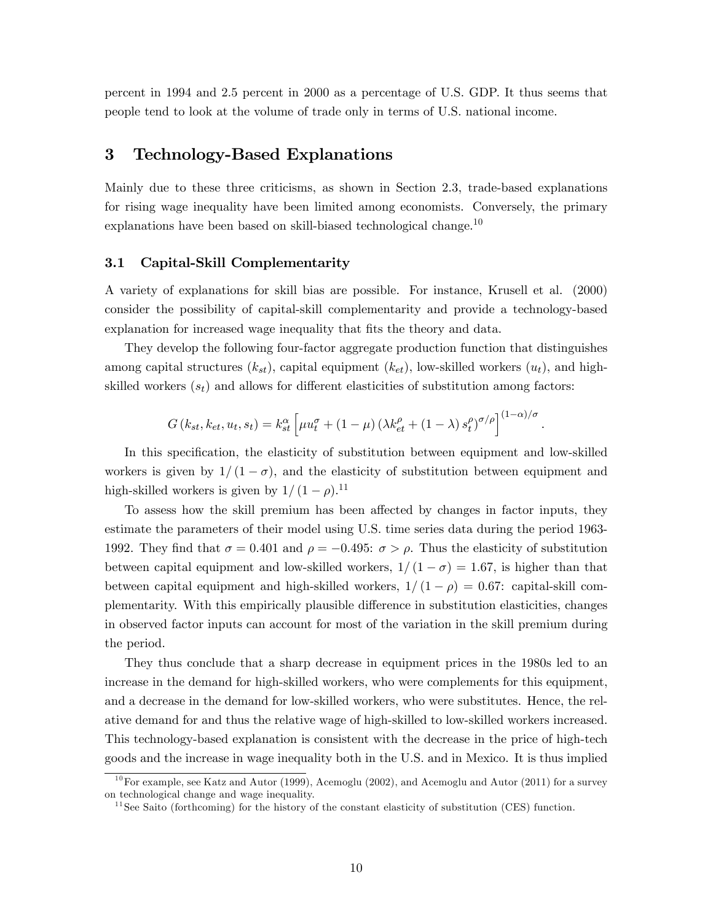percent in 1994 and 2.5 percent in 2000 as a percentage of U.S. GDP. It thus seems that people tend to look at the volume of trade only in terms of U.S. national income.

# 3 Technology-Based Explanations

Mainly due to these three criticisms, as shown in Section 2.3, trade-based explanations for rising wage inequality have been limited among economists. Conversely, the primary explanations have been based on skill-biased technological change.[10]

## 3.1 Capital-Skill Complementarity

A variety of explanations for skill bias are possible. For instance, Krusell et al. (2000) consider the possibility of capital-skill complementarity and provide a technology-based explanation for increased wage inequality that fits the theory and data.

They develop the following four-factor aggregate production function that distinguishes among capital structures ($k_{st}$), capital equipment ($k_{et}$), low-skilled workers ($u_t$), and high-skilled workers ($s_t$) and allows for different elasticities of substitution among factors:

$$G\left(k_{st}, k_{et}, u_t, s_t\right) = k_{st}^{\alpha}\left[\mu u_t^{\sigma} + (1-\mu)\left(\lambda k_{et}^{\rho} + (1-\lambda)\, s_t^{\rho}\right)^{\sigma/\rho}\right]^{(1-\alpha)/\sigma}.$$

In this specification, the elasticity of substitution between equipment and low-skilled workers is given by $1/(1-\sigma)$, and the elasticity of substitution between equipment and high-skilled workers is given by $1/(1-\rho)$.[11]

To assess how the skill premium has been affected by changes in factor inputs, they estimate the parameters of their model using U.S. time series data during the period 1963-1992. They find that $\sigma = 0.401$ and $\rho = -0.495$: $\sigma > \rho$. Thus the elasticity of substitution between capital equipment and low-skilled workers, $1/(1-\sigma) = 1.67$, is higher than that between capital equipment and high-skilled workers, $1/(1-\rho) = 0.67$: capital-skill complementarity. With this empirically plausible difference in substitution elasticities, changes in observed factor inputs can account for most of the variation in the skill premium during the period.

They thus conclude that a sharp decrease in equipment prices in the 1980s led to an increase in the demand for high-skilled workers, who were complements for this equipment, and a decrease in the demand for low-skilled workers, who were substitutes. Hence, the relative demand for and thus the relative wage of high-skilled to low-skilled workers increased. This technology-based explanation is consistent with the decrease in the price of high-tech goods and the increase in wage inequality both in the U.S. and in Mexico. It is thus implied

[10] For example, see Katz and Autor (1999), Acemoglu (2002), and Acemoglu and Autor (2011) for a survey on technological change and wage inequality.

[11] See Saito (forthcoming) for the history of the constant elasticity of substitution (CES) function.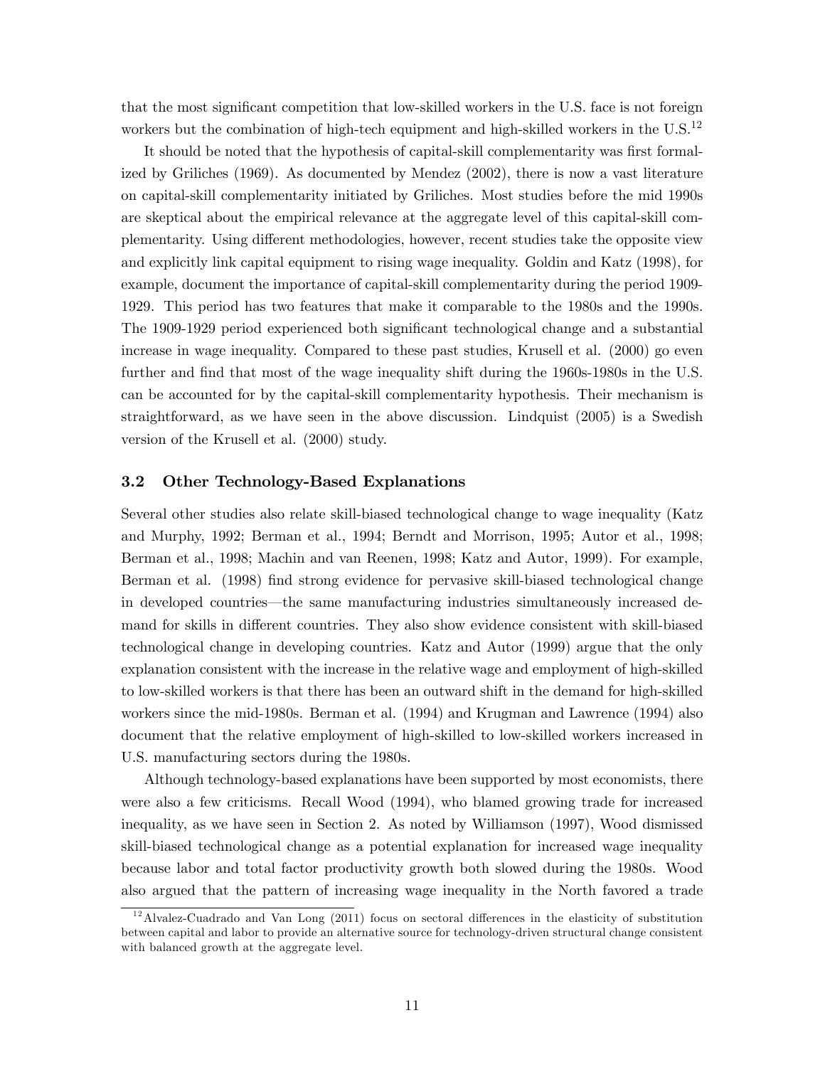that the most significant competition that low-skilled workers in the U.S. face is not foreign workers but the combination of high-tech equipment and high-skilled workers in the U.S.[12]

It should be noted that the hypothesis of capital-skill complementarity was first formalized by Griliches (1969). As documented by Mendez (2002), there is now a vast literature on capital-skill complementarity initiated by Griliches. Most studies before the mid 1990s are skeptical about the empirical relevance at the aggregate level of this capital-skill complementarity. Using different methodologies, however, recent studies take the opposite view and explicitly link capital equipment to rising wage inequality. Goldin and Katz (1998), for example, document the importance of capital-skill complementarity during the period 1909-1929. This period has two features that make it comparable to the 1980s and the 1990s. The 1909-1929 period experienced both significant technological change and a substantial increase in wage inequality. Compared to these past studies, Krusell et al. (2000) go even further and find that most of the wage inequality shift during the 1960s-1980s in the U.S. can be accounted for by the capital-skill complementarity hypothesis. Their mechanism is straightforward, as we have seen in the above discussion. Lindquist (2005) is a Swedish version of the Krusell et al. (2000) study.

### 3.2 Other Technology-Based Explanations

Several other studies also relate skill-biased technological change to wage inequality (Katz and Murphy, 1992; Berman et al., 1994; Berndt and Morrison, 1995; Autor et al., 1998; Berman et al., 1998; Machin and van Reenen, 1998; Katz and Autor, 1999). For example, Berman et al. (1998) find strong evidence for pervasive skill-biased technological change in developed countries—the same manufacturing industries simultaneously increased demand for skills in different countries. They also show evidence consistent with skill-biased technological change in developing countries. Katz and Autor (1999) argue that the only explanation consistent with the increase in the relative wage and employment of high-skilled to low-skilled workers is that there has been an outward shift in the demand for high-skilled workers since the mid-1980s. Berman et al. (1994) and Krugman and Lawrence (1994) also document that the relative employment of high-skilled to low-skilled workers increased in U.S. manufacturing sectors during the 1980s.

Although technology-based explanations have been supported by most economists, there were also a few criticisms. Recall Wood (1994), who blamed growing trade for increased inequality, as we have seen in Section 2. As noted by Williamson (1997), Wood dismissed skill-biased technological change as a potential explanation for increased wage inequality because labor and total factor productivity growth both slowed during the 1980s. Wood also argued that the pattern of increasing wage inequality in the North favored a trade

[12] Alvalez-Cuadrado and Van Long (2011) focus on sectoral differences in the elasticity of substitution between capital and labor to provide an alternative source for technology-driven structural change consistent with balanced growth at the aggregate level.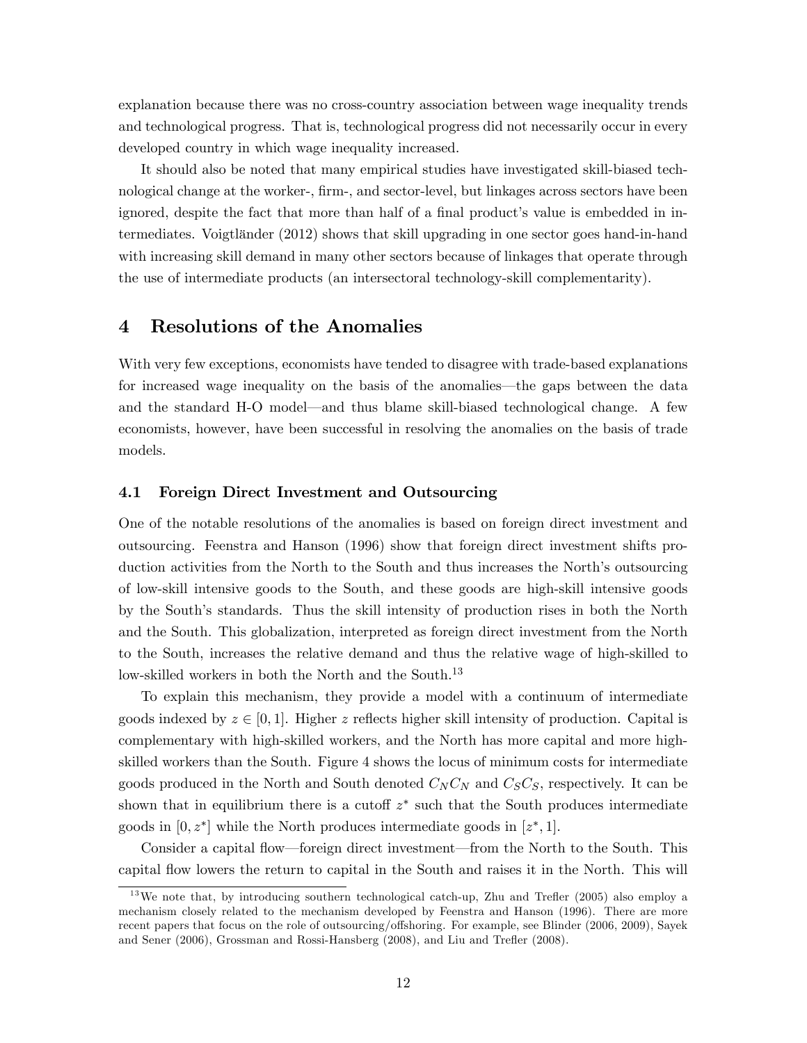explanation because there was no cross-country association between wage inequality trends and technological progress. That is, technological progress did not necessarily occur in every developed country in which wage inequality increased.

It should also be noted that many empirical studies have investigated skill-biased technological change at the worker-, firm-, and sector-level, but linkages across sectors have been ignored, despite the fact that more than half of a final product's value is embedded in intermediates. Voigtländer (2012) shows that skill upgrading in one sector goes hand-in-hand with increasing skill demand in many other sectors because of linkages that operate through the use of intermediate products (an intersectoral technology-skill complementarity).

# 4 Resolutions of the Anomalies

With very few exceptions, economists have tended to disagree with trade-based explanations for increased wage inequality on the basis of the anomalies—the gaps between the data and the standard H-O model—and thus blame skill-biased technological change. A few economists, however, have been successful in resolving the anomalies on the basis of trade models.

## 4.1 Foreign Direct Investment and Outsourcing

One of the notable resolutions of the anomalies is based on foreign direct investment and outsourcing. Feenstra and Hanson (1996) show that foreign direct investment shifts production activities from the North to the South and thus increases the North's outsourcing of low-skill intensive goods to the South, and these goods are high-skill intensive goods by the South's standards. Thus the skill intensity of production rises in both the North and the South. This globalization, interpreted as foreign direct investment from the North to the South, increases the relative demand and thus the relative wage of high-skilled to low-skilled workers in both the North and the South.[13]

To explain this mechanism, they provide a model with a continuum of intermediate goods indexed by $z \in [0, 1]$. Higher $z$ reflects higher skill intensity of production. Capital is complementary with high-skilled workers, and the North has more capital and more high-skilled workers than the South. Figure 4 shows the locus of minimum costs for intermediate goods produced in the North and South denoted $C_N C_N$ and $C_S C_S$, respectively. It can be shown that in equilibrium there is a cutoff $z^*$ such that the South produces intermediate goods in $[0, z^*]$ while the North produces intermediate goods in $[z^*, 1]$.

Consider a capital flow—foreign direct investment—from the North to the South. This capital flow lowers the return to capital in the South and raises it in the North. This will

[13] We note that, by introducing southern technological catch-up, Zhu and Trefler (2005) also employ a mechanism closely related to the mechanism developed by Feenstra and Hanson (1996). There are more recent papers that focus on the role of outsourcing/offshoring. For example, see Blinder (2006, 2009), Sayek and Sener (2006), Grossman and Rossi-Hansberg (2008), and Liu and Trefler (2008).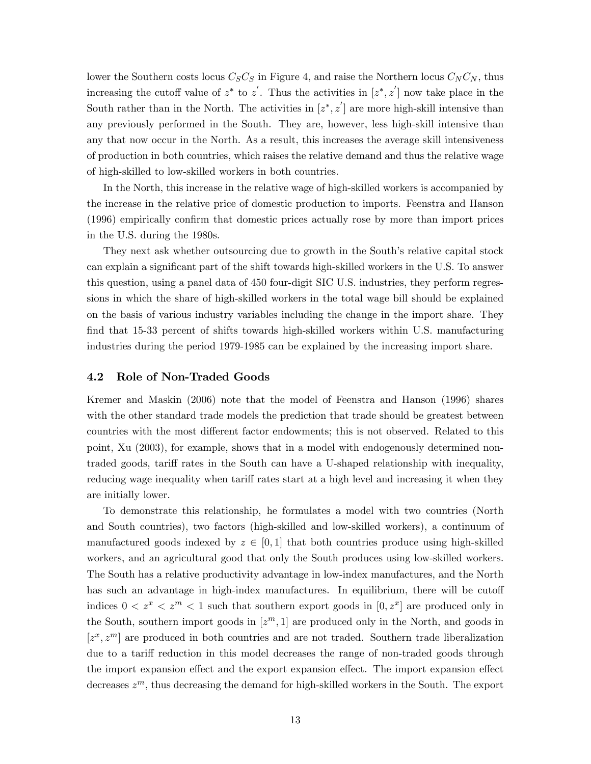lower the Southern costs locus $C_S C_S$ in Figure 4, and raise the Northern locus $C_N C_N$, thus increasing the cutoff value of $z^*$ to $z'$. Thus the activities in $[z^*, z']$ now take place in the South rather than in the North. The activities in $[z^*, z']$ are more high-skill intensive than any previously performed in the South. They are, however, less high-skill intensive than any that now occur in the North. As a result, this increases the average skill intensiveness of production in both countries, which raises the relative demand and thus the relative wage of high-skilled to low-skilled workers in both countries.

In the North, this increase in the relative wage of high-skilled workers is accompanied by the increase in the relative price of domestic production to imports. Feenstra and Hanson (1996) empirically confirm that domestic prices actually rose by more than import prices in the U.S. during the 1980s.

They next ask whether outsourcing due to growth in the South's relative capital stock can explain a significant part of the shift towards high-skilled workers in the U.S. To answer this question, using a panel data of 450 four-digit SIC U.S. industries, they perform regressions in which the share of high-skilled workers in the total wage bill should be explained on the basis of various industry variables including the change in the import share. They find that 15-33 percent of shifts towards high-skilled workers within U.S. manufacturing industries during the period 1979-1985 can be explained by the increasing import share.

### 4.2 Role of Non-Traded Goods

Kremer and Maskin (2006) note that the model of Feenstra and Hanson (1996) shares with the other standard trade models the prediction that trade should be greatest between countries with the most different factor endowments; this is not observed. Related to this point, Xu (2003), for example, shows that in a model with endogenously determined non-traded goods, tariff rates in the South can have a U-shaped relationship with inequality, reducing wage inequality when tariff rates start at a high level and increasing it when they are initially lower.

To demonstrate this relationship, he formulates a model with two countries (North and South countries), two factors (high-skilled and low-skilled workers), a continuum of manufactured goods indexed by $z \in [0, 1]$ that both countries produce using high-skilled workers, and an agricultural good that only the South produces using low-skilled workers. The South has a relative productivity advantage in low-index manufactures, and the North has such an advantage in high-index manufactures. In equilibrium, there will be cutoff indices $0 < z^x < z^m < 1$ such that southern export goods in $[0, z^x]$ are produced only in the South, southern import goods in $[z^m, 1]$ are produced only in the North, and goods in $[z^x, z^m]$ are produced in both countries and are not traded. Southern trade liberalization due to a tariff reduction in this model decreases the range of non-traded goods through the import expansion effect and the export expansion effect. The import expansion effect decreases $z^m$, thus decreasing the demand for high-skilled workers in the South. The export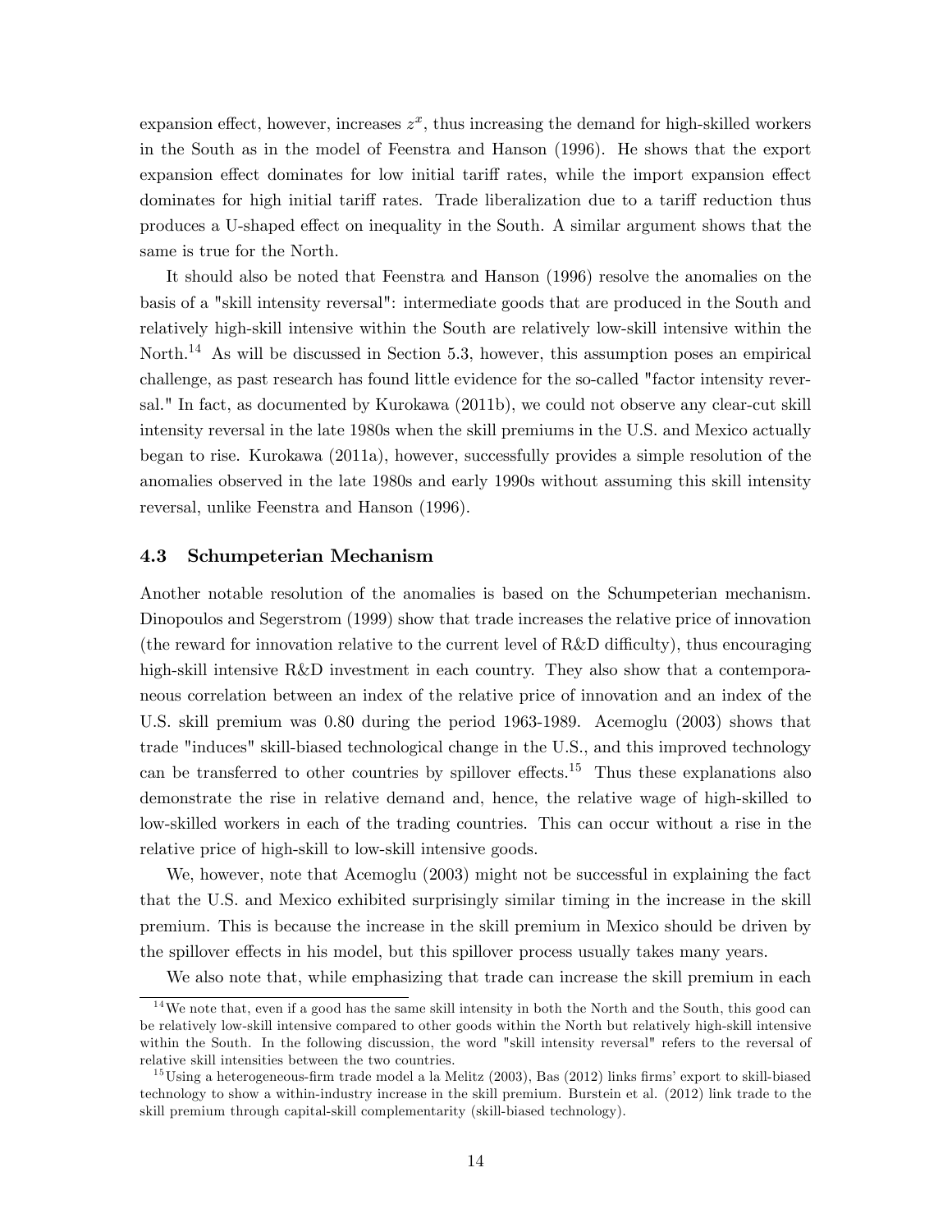expansion effect, however, increases $z^x$, thus increasing the demand for high-skilled workers in the South as in the model of Feenstra and Hanson (1996). He shows that the export expansion effect dominates for low initial tariff rates, while the import expansion effect dominates for high initial tariff rates. Trade liberalization due to a tariff reduction thus produces a U-shaped effect on inequality in the South. A similar argument shows that the same is true for the North.

It should also be noted that Feenstra and Hanson (1996) resolve the anomalies on the basis of a "skill intensity reversal": intermediate goods that are produced in the South and relatively high-skill intensive within the South are relatively low-skill intensive within the North.[14] As will be discussed in Section 5.3, however, this assumption poses an empirical challenge, as past research has found little evidence for the so-called "factor intensity reversal." In fact, as documented by Kurokawa (2011b), we could not observe any clear-cut skill intensity reversal in the late 1980s when the skill premiums in the U.S. and Mexico actually began to rise. Kurokawa (2011a), however, successfully provides a simple resolution of the anomalies observed in the late 1980s and early 1990s without assuming this skill intensity reversal, unlike Feenstra and Hanson (1996).

### 4.3 Schumpeterian Mechanism

Another notable resolution of the anomalies is based on the Schumpeterian mechanism. Dinopoulos and Segerstrom (1999) show that trade increases the relative price of innovation (the reward for innovation relative to the current level of R&D difficulty), thus encouraging high-skill intensive R&D investment in each country. They also show that a contemporaneous correlation between an index of the relative price of innovation and an index of the U.S. skill premium was 0.80 during the period 1963-1989. Acemoglu (2003) shows that trade "induces" skill-biased technological change in the U.S., and this improved technology can be transferred to other countries by spillover effects.[15] Thus these explanations also demonstrate the rise in relative demand and, hence, the relative wage of high-skilled to low-skilled workers in each of the trading countries. This can occur without a rise in the relative price of high-skill to low-skill intensive goods.

We, however, note that Acemoglu (2003) might not be successful in explaining the fact that the U.S. and Mexico exhibited surprisingly similar timing in the increase in the skill premium. This is because the increase in the skill premium in Mexico should be driven by the spillover effects in his model, but this spillover process usually takes many years.

We also note that, while emphasizing that trade can increase the skill premium in each

[14] We note that, even if a good has the same skill intensity in both the North and the South, this good can be relatively low-skill intensive compared to other goods within the North but relatively high-skill intensive within the South. In the following discussion, the word "skill intensity reversal" refers to the reversal of relative skill intensities between the two countries.

[15] Using a heterogeneous-firm trade model a la Melitz (2003), Bas (2012) links firms' export to skill-biased technology to show a within-industry increase in the skill premium. Burstein et al. (2012) link trade to the skill premium through capital-skill complementarity (skill-biased technology).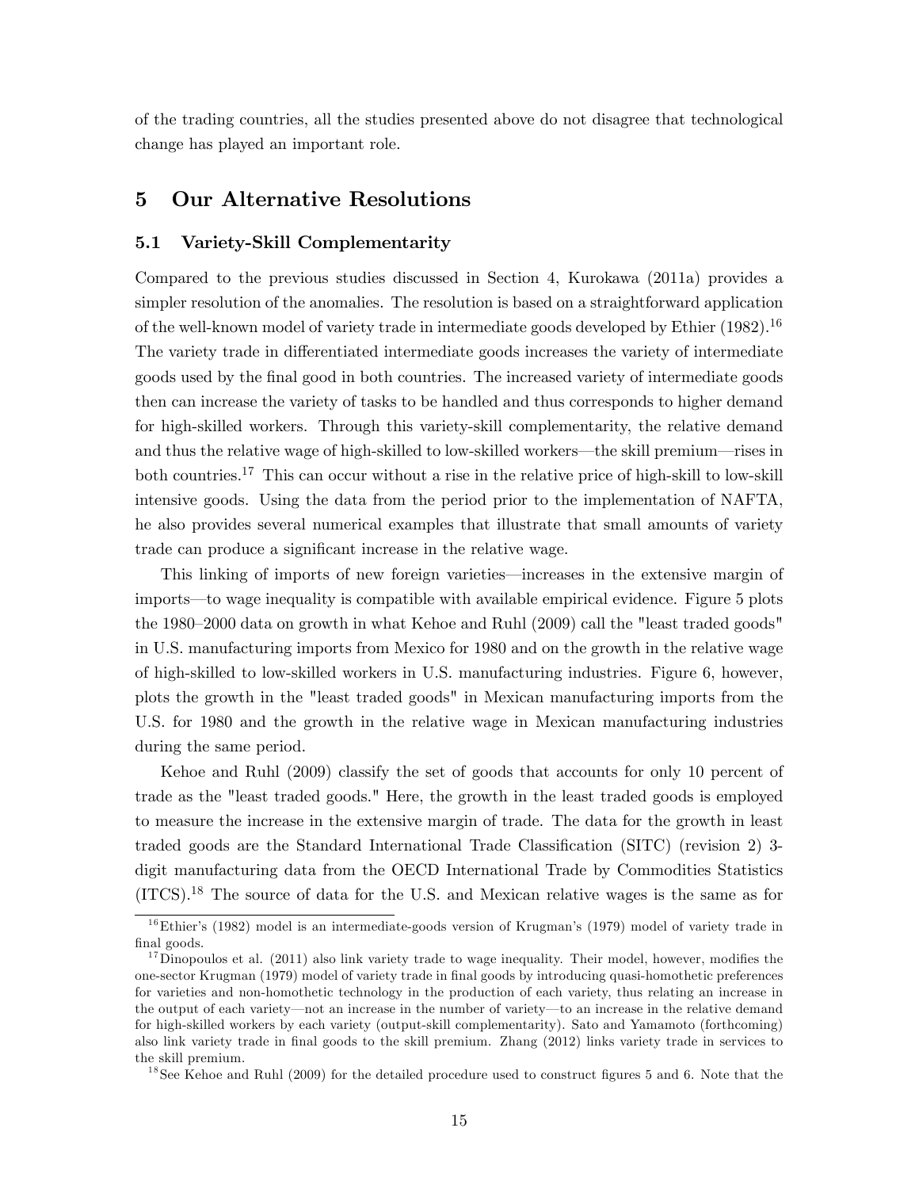of the trading countries, all the studies presented above do not disagree that technological change has played an important role.

## 5 Our Alternative Resolutions

### 5.1 Variety-Skill Complementarity

Compared to the previous studies discussed in Section 4, Kurokawa (2011a) provides a simpler resolution of the anomalies. The resolution is based on a straightforward application of the well-known model of variety trade in intermediate goods developed by Ethier (1982).[16] The variety trade in differentiated intermediate goods increases the variety of intermediate goods used by the final good in both countries. The increased variety of intermediate goods then can increase the variety of tasks to be handled and thus corresponds to higher demand for high-skilled workers. Through this variety-skill complementarity, the relative demand and thus the relative wage of high-skilled to low-skilled workers—the skill premium—rises in both countries.[17] This can occur without a rise in the relative price of high-skill to low-skill intensive goods. Using the data from the period prior to the implementation of NAFTA, he also provides several numerical examples that illustrate that small amounts of variety trade can produce a significant increase in the relative wage.

This linking of imports of new foreign varieties—increases in the extensive margin of imports—to wage inequality is compatible with available empirical evidence. Figure 5 plots the 1980–2000 data on growth in what Kehoe and Ruhl (2009) call the "least traded goods" in U.S. manufacturing imports from Mexico for 1980 and on the growth in the relative wage of high-skilled to low-skilled workers in U.S. manufacturing industries. Figure 6, however, plots the growth in the "least traded goods" in Mexican manufacturing imports from the U.S. for 1980 and the growth in the relative wage in Mexican manufacturing industries during the same period.

Kehoe and Ruhl (2009) classify the set of goods that accounts for only 10 percent of trade as the "least traded goods." Here, the growth in the least traded goods is employed to measure the increase in the extensive margin of trade. The data for the growth in least traded goods are the Standard International Trade Classification (SITC) (revision 2) 3-digit manufacturing data from the OECD International Trade by Commodities Statistics (ITCS).[18] The source of data for the U.S. and Mexican relative wages is the same as for

---

[16] Ethier's (1982) model is an intermediate-goods version of Krugman's (1979) model of variety trade in final goods.

[17] Dinopoulos et al. (2011) also link variety trade to wage inequality. Their model, however, modifies the one-sector Krugman (1979) model of variety trade in final goods by introducing quasi-homothetic preferences for varieties and non-homothetic technology in the production of each variety, thus relating an increase in the output of each variety—not an increase in the number of variety—to an increase in the relative demand for high-skilled workers by each variety (output-skill complementarity). Sato and Yamamoto (forthcoming) also link variety trade in final goods to the skill premium. Zhang (2012) links variety trade in services to the skill premium.

[18] See Kehoe and Ruhl (2009) for the detailed procedure used to construct figures 5 and 6. Note that the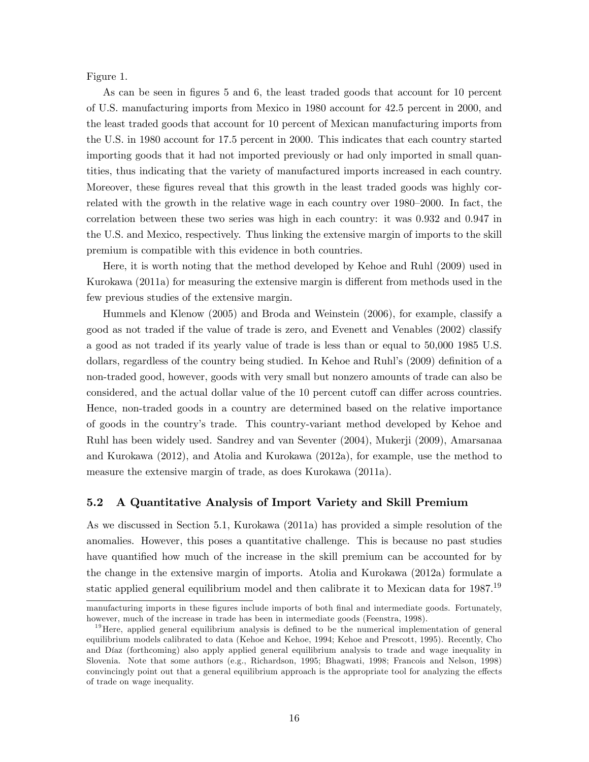Figure 1.

As can be seen in figures 5 and 6, the least traded goods that account for 10 percent of U.S. manufacturing imports from Mexico in 1980 account for 42.5 percent in 2000, and the least traded goods that account for 10 percent of Mexican manufacturing imports from the U.S. in 1980 account for 17.5 percent in 2000. This indicates that each country started importing goods that it had not imported previously or had only imported in small quantities, thus indicating that the variety of manufactured imports increased in each country. Moreover, these figures reveal that this growth in the least traded goods was highly correlated with the growth in the relative wage in each country over 1980–2000. In fact, the correlation between these two series was high in each country: it was 0.932 and 0.947 in the U.S. and Mexico, respectively. Thus linking the extensive margin of imports to the skill premium is compatible with this evidence in both countries.

Here, it is worth noting that the method developed by Kehoe and Ruhl (2009) used in Kurokawa (2011a) for measuring the extensive margin is different from methods used in the few previous studies of the extensive margin.

Hummels and Klenow (2005) and Broda and Weinstein (2006), for example, classify a good as not traded if the value of trade is zero, and Evenett and Venables (2002) classify a good as not traded if its yearly value of trade is less than or equal to 50,000 1985 U.S. dollars, regardless of the country being studied. In Kehoe and Ruhl's (2009) definition of a non-traded good, however, goods with very small but nonzero amounts of trade can also be considered, and the actual dollar value of the 10 percent cutoff can differ across countries. Hence, non-traded goods in a country are determined based on the relative importance of goods in the country's trade. This country-variant method developed by Kehoe and Ruhl has been widely used. Sandrey and van Seventer (2004), Mukerji (2009), Amarsanaa and Kurokawa (2012), and Atolia and Kurokawa (2012a), for example, use the method to measure the extensive margin of trade, as does Kurokawa (2011a).

### 5.2 A Quantitative Analysis of Import Variety and Skill Premium

As we discussed in Section 5.1, Kurokawa (2011a) has provided a simple resolution of the anomalies. However, this poses a quantitative challenge. This is because no past studies have quantified how much of the increase in the skill premium can be accounted for by the change in the extensive margin of imports. Atolia and Kurokawa (2012a) formulate a static applied general equilibrium model and then calibrate it to Mexican data for 1987.[19]

---

manufacturing imports in these figures include imports of both final and intermediate goods. Fortunately, however, much of the increase in trade has been in intermediate goods (Feenstra, 1998).

[19] Here, applied general equilibrium analysis is defined to be the numerical implementation of general equilibrium models calibrated to data (Kehoe and Kehoe, 1994; Kehoe and Prescott, 1995). Recently, Cho and Díaz (forthcoming) also apply applied general equilibrium analysis to trade and wage inequality in Slovenia. Note that some authors (e.g., Richardson, 1995; Bhagwati, 1998; Francois and Nelson, 1998) convincingly point out that a general equilibrium approach is the appropriate tool for analyzing the effects of trade on wage inequality.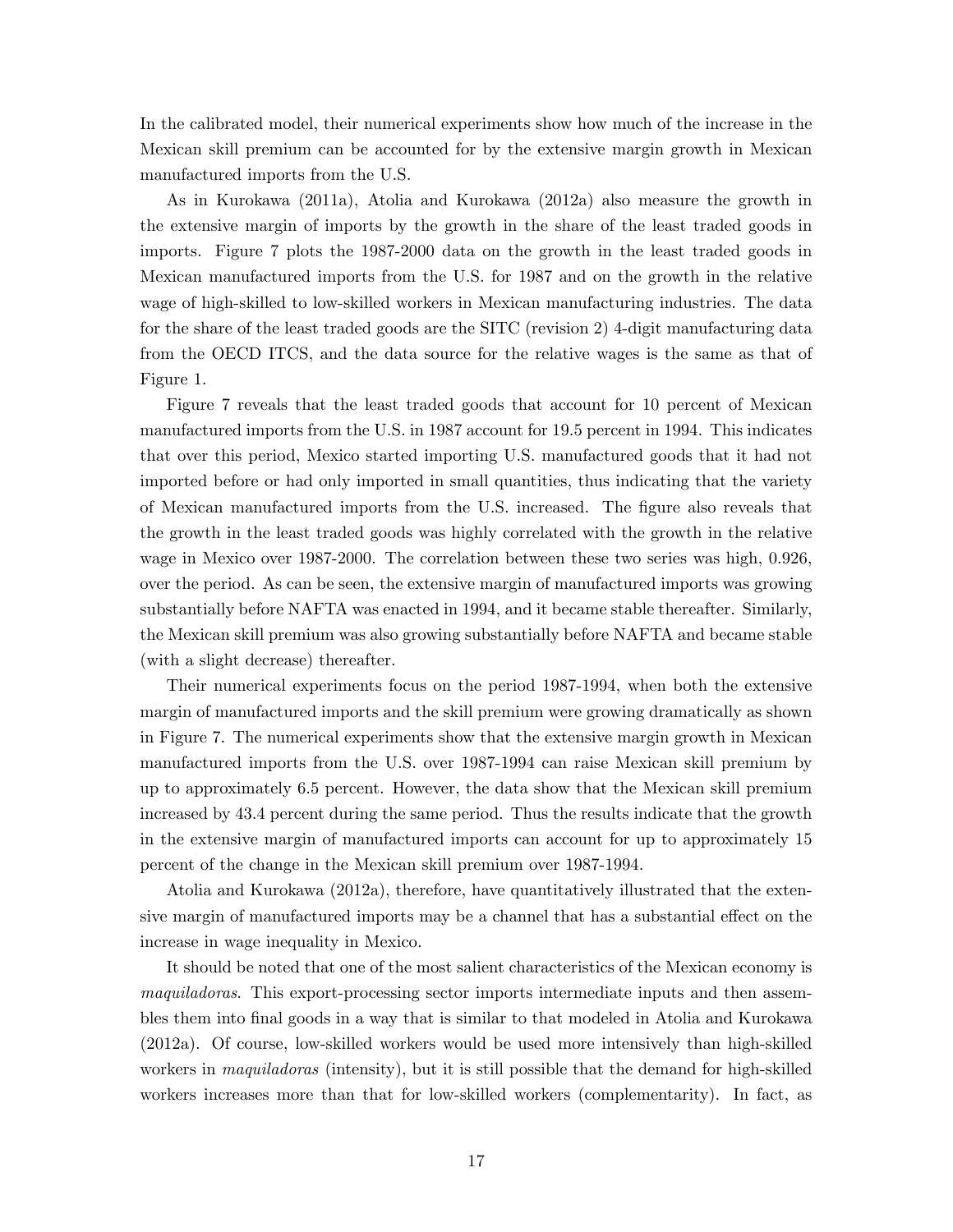In the calibrated model, their numerical experiments show how much of the increase in the Mexican skill premium can be accounted for by the extensive margin growth in Mexican manufactured imports from the U.S.

As in Kurokawa (2011a), Atolia and Kurokawa (2012a) also measure the growth in the extensive margin of imports by the growth in the share of the least traded goods in imports. Figure 7 plots the 1987-2000 data on the growth in the least traded goods in Mexican manufactured imports from the U.S. for 1987 and on the growth in the relative wage of high-skilled to low-skilled workers in Mexican manufacturing industries. The data for the share of the least traded goods are the SITC (revision 2) 4-digit manufacturing data from the OECD ITCS, and the data source for the relative wages is the same as that of Figure 1.

Figure 7 reveals that the least traded goods that account for 10 percent of Mexican manufactured imports from the U.S. in 1987 account for 19.5 percent in 1994. This indicates that over this period, Mexico started importing U.S. manufactured goods that it had not imported before or had only imported in small quantities, thus indicating that the variety of Mexican manufactured imports from the U.S. increased. The figure also reveals that the growth in the least traded goods was highly correlated with the growth in the relative wage in Mexico over 1987-2000. The correlation between these two series was high, 0.926, over the period. As can be seen, the extensive margin of manufactured imports was growing substantially before NAFTA was enacted in 1994, and it became stable thereafter. Similarly, the Mexican skill premium was also growing substantially before NAFTA and became stable (with a slight decrease) thereafter.

Their numerical experiments focus on the period 1987-1994, when both the extensive margin of manufactured imports and the skill premium were growing dramatically as shown in Figure 7. The numerical experiments show that the extensive margin growth in Mexican manufactured imports from the U.S. over 1987-1994 can raise Mexican skill premium by up to approximately 6.5 percent. However, the data show that the Mexican skill premium increased by 43.4 percent during the same period. Thus the results indicate that the growth in the extensive margin of manufactured imports can account for up to approximately 15 percent of the change in the Mexican skill premium over 1987-1994.

Atolia and Kurokawa (2012a), therefore, have quantitatively illustrated that the extensive margin of manufactured imports may be a channel that has a substantial effect on the increase in wage inequality in Mexico.

It should be noted that one of the most salient characteristics of the Mexican economy is *maquiladoras*. This export-processing sector imports intermediate inputs and then assembles them into final goods in a way that is similar to that modeled in Atolia and Kurokawa (2012a). Of course, low-skilled workers would be used more intensively than high-skilled workers in *maquiladoras* (intensity), but it is still possible that the demand for high-skilled workers increases more than that for low-skilled workers (complementarity). In fact, as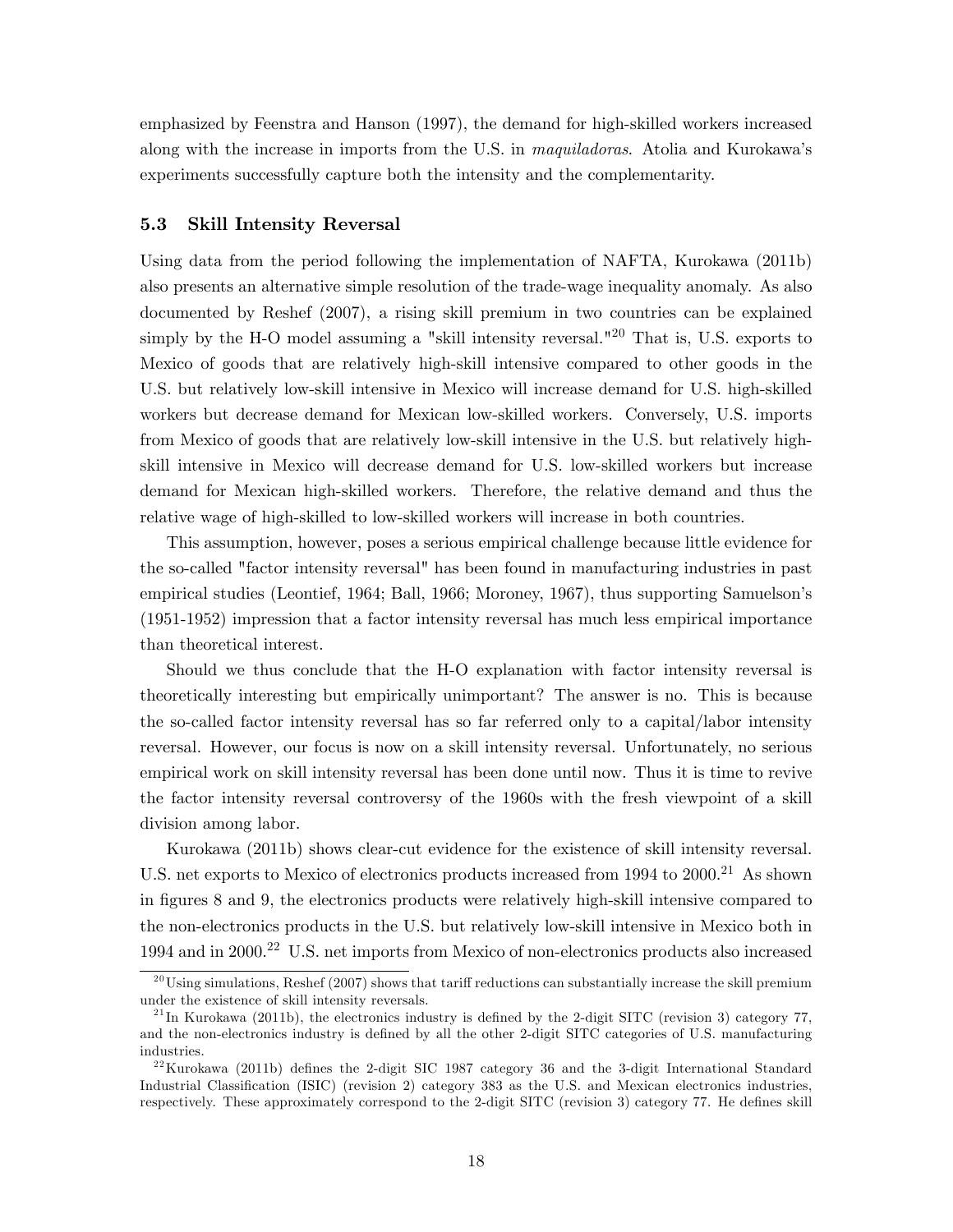emphasized by Feenstra and Hanson (1997), the demand for high-skilled workers increased along with the increase in imports from the U.S. in *maquiladoras*. Atolia and Kurokawa's experiments successfully capture both the intensity and the complementarity.

### 5.3 Skill Intensity Reversal

Using data from the period following the implementation of NAFTA, Kurokawa (2011b) also presents an alternative simple resolution of the trade-wage inequality anomaly. As also documented by Reshef (2007), a rising skill premium in two countries can be explained simply by the H-O model assuming a "skill intensity reversal."[20] That is, U.S. exports to Mexico of goods that are relatively high-skill intensive compared to other goods in the U.S. but relatively low-skill intensive in Mexico will increase demand for U.S. high-skilled workers but decrease demand for Mexican low-skilled workers. Conversely, U.S. imports from Mexico of goods that are relatively low-skill intensive in the U.S. but relatively high-skill intensive in Mexico will decrease demand for U.S. low-skilled workers but increase demand for Mexican high-skilled workers. Therefore, the relative demand and thus the relative wage of high-skilled to low-skilled workers will increase in both countries.

This assumption, however, poses a serious empirical challenge because little evidence for the so-called "factor intensity reversal" has been found in manufacturing industries in past empirical studies (Leontief, 1964; Ball, 1966; Moroney, 1967), thus supporting Samuelson's (1951-1952) impression that a factor intensity reversal has much less empirical importance than theoretical interest.

Should we thus conclude that the H-O explanation with factor intensity reversal is theoretically interesting but empirically unimportant? The answer is no. This is because the so-called factor intensity reversal has so far referred only to a capital/labor intensity reversal. However, our focus is now on a skill intensity reversal. Unfortunately, no serious empirical work on skill intensity reversal has been done until now. Thus it is time to revive the factor intensity reversal controversy of the 1960s with the fresh viewpoint of a skill division among labor.

Kurokawa (2011b) shows clear-cut evidence for the existence of skill intensity reversal. U.S. net exports to Mexico of electronics products increased from 1994 to 2000.[21] As shown in figures 8 and 9, the electronics products were relatively high-skill intensive compared to the non-electronics products in the U.S. but relatively low-skill intensive in Mexico both in 1994 and in 2000.[22] U.S. net imports from Mexico of non-electronics products also increased

[20] Using simulations, Reshef (2007) shows that tariff reductions can substantially increase the skill premium under the existence of skill intensity reversals.

[21] In Kurokawa (2011b), the electronics industry is defined by the 2-digit SITC (revision 3) category 77, and the non-electronics industry is defined by all the other 2-digit SITC categories of U.S. manufacturing industries.

[22] Kurokawa (2011b) defines the 2-digit SIC 1987 category 36 and the 3-digit International Standard Industrial Classification (ISIC) (revision 2) category 383 as the U.S. and Mexican electronics industries, respectively. These approximately correspond to the 2-digit SITC (revision 3) category 77. He defines skill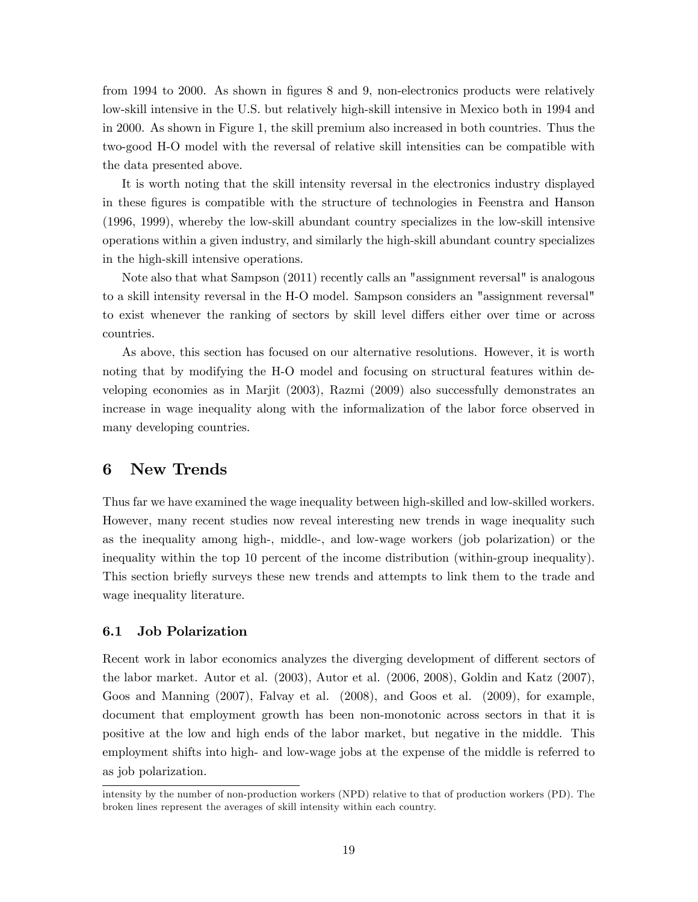from 1994 to 2000. As shown in figures 8 and 9, non-electronics products were relatively low-skill intensive in the U.S. but relatively high-skill intensive in Mexico both in 1994 and in 2000. As shown in Figure 1, the skill premium also increased in both countries. Thus the two-good H-O model with the reversal of relative skill intensities can be compatible with the data presented above.

It is worth noting that the skill intensity reversal in the electronics industry displayed in these figures is compatible with the structure of technologies in Feenstra and Hanson (1996, 1999), whereby the low-skill abundant country specializes in the low-skill intensive operations within a given industry, and similarly the high-skill abundant country specializes in the high-skill intensive operations.

Note also that what Sampson (2011) recently calls an "assignment reversal" is analogous to a skill intensity reversal in the H-O model. Sampson considers an "assignment reversal" to exist whenever the ranking of sectors by skill level differs either over time or across countries.

As above, this section has focused on our alternative resolutions. However, it is worth noting that by modifying the H-O model and focusing on structural features within developing economies as in Marjit (2003), Razmi (2009) also successfully demonstrates an increase in wage inequality along with the informalization of the labor force observed in many developing countries.

## 6 New Trends

Thus far we have examined the wage inequality between high-skilled and low-skilled workers. However, many recent studies now reveal interesting new trends in wage inequality such as the inequality among high-, middle-, and low-wage workers (job polarization) or the inequality within the top 10 percent of the income distribution (within-group inequality). This section briefly surveys these new trends and attempts to link them to the trade and wage inequality literature.

### 6.1 Job Polarization

Recent work in labor economics analyzes the diverging development of different sectors of the labor market. Autor et al. (2003), Autor et al. (2006, 2008), Goldin and Katz (2007), Goos and Manning (2007), Falvay et al. (2008), and Goos et al. (2009), for example, document that employment growth has been non-monotonic across sectors in that it is positive at the low and high ends of the labor market, but negative in the middle. This employment shifts into high- and low-wage jobs at the expense of the middle is referred to as job polarization.

intensity by the number of non-production workers (NPD) relative to that of production workers (PD). The broken lines represent the averages of skill intensity within each country.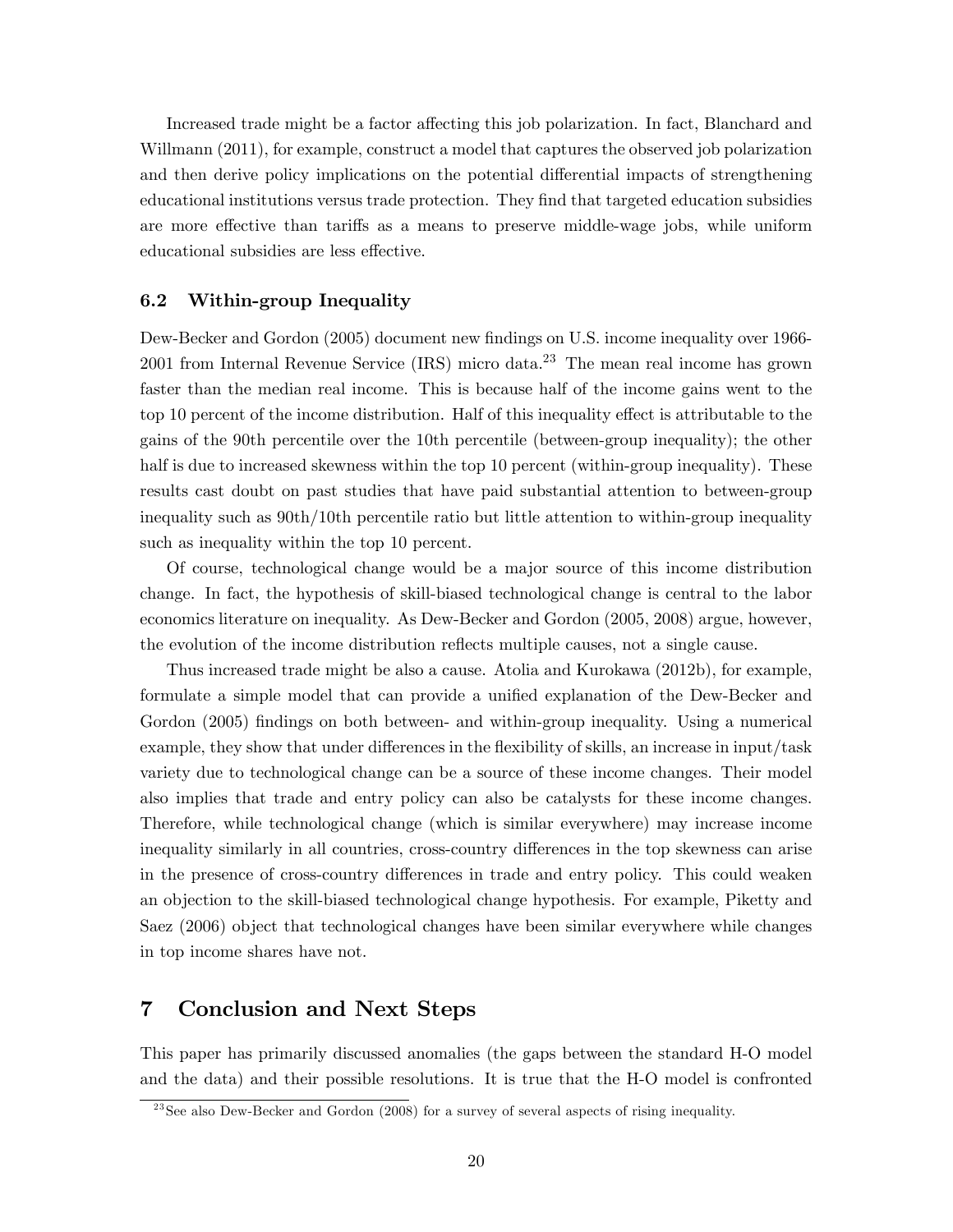Increased trade might be a factor affecting this job polarization. In fact, Blanchard and Willmann (2011), for example, construct a model that captures the observed job polarization and then derive policy implications on the potential differential impacts of strengthening educational institutions versus trade protection. They find that targeted education subsidies are more effective than tariffs as a means to preserve middle-wage jobs, while uniform educational subsidies are less effective.

### 6.2 Within-group Inequality

Dew-Becker and Gordon (2005) document new findings on U.S. income inequality over 1966-2001 from Internal Revenue Service (IRS) micro data.[23] The mean real income has grown faster than the median real income. This is because half of the income gains went to the top 10 percent of the income distribution. Half of this inequality effect is attributable to the gains of the 90th percentile over the 10th percentile (between-group inequality); the other half is due to increased skewness within the top 10 percent (within-group inequality). These results cast doubt on past studies that have paid substantial attention to between-group inequality such as 90th/10th percentile ratio but little attention to within-group inequality such as inequality within the top 10 percent.

Of course, technological change would be a major source of this income distribution change. In fact, the hypothesis of skill-biased technological change is central to the labor economics literature on inequality. As Dew-Becker and Gordon (2005, 2008) argue, however, the evolution of the income distribution reflects multiple causes, not a single cause.

Thus increased trade might be also a cause. Atolia and Kurokawa (2012b), for example, formulate a simple model that can provide a unified explanation of the Dew-Becker and Gordon (2005) findings on both between- and within-group inequality. Using a numerical example, they show that under differences in the flexibility of skills, an increase in input/task variety due to technological change can be a source of these income changes. Their model also implies that trade and entry policy can also be catalysts for these income changes. Therefore, while technological change (which is similar everywhere) may increase income inequality similarly in all countries, cross-country differences in the top skewness can arise in the presence of cross-country differences in trade and entry policy. This could weaken an objection to the skill-biased technological change hypothesis. For example, Piketty and Saez (2006) object that technological changes have been similar everywhere while changes in top income shares have not.

## 7 Conclusion and Next Steps

This paper has primarily discussed anomalies (the gaps between the standard H-O model and the data) and their possible resolutions. It is true that the H-O model is confronted

[23] See also Dew-Becker and Gordon (2008) for a survey of several aspects of rising inequality.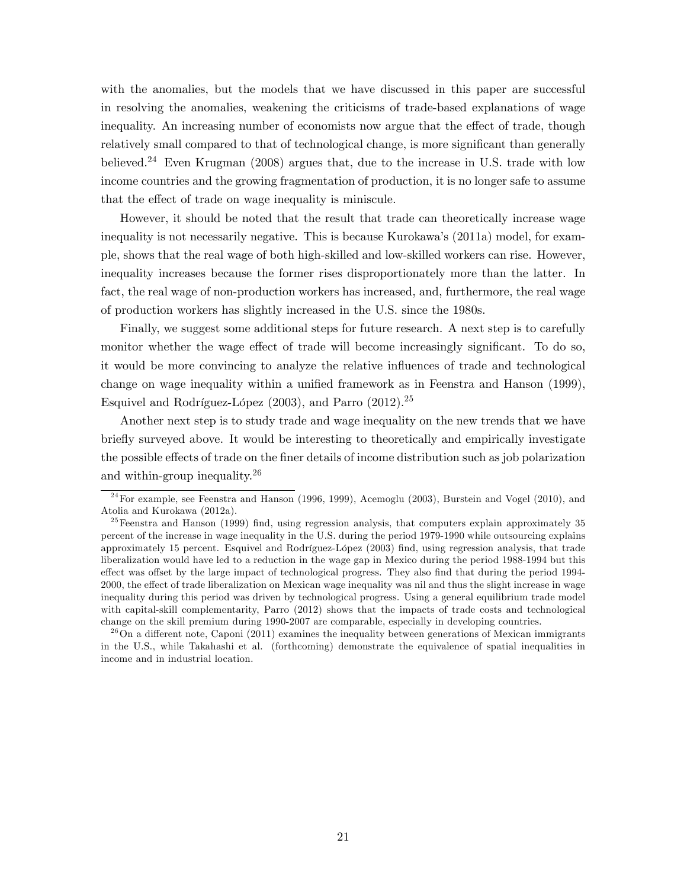with the anomalies, but the models that we have discussed in this paper are successful in resolving the anomalies, weakening the criticisms of trade-based explanations of wage inequality. An increasing number of economists now argue that the effect of trade, though relatively small compared to that of technological change, is more significant than generally believed.[24] Even Krugman (2008) argues that, due to the increase in U.S. trade with low income countries and the growing fragmentation of production, it is no longer safe to assume that the effect of trade on wage inequality is miniscule.

However, it should be noted that the result that trade can theoretically increase wage inequality is not necessarily negative. This is because Kurokawa's (2011a) model, for example, shows that the real wage of both high-skilled and low-skilled workers can rise. However, inequality increases because the former rises disproportionately more than the latter. In fact, the real wage of non-production workers has increased, and, furthermore, the real wage of production workers has slightly increased in the U.S. since the 1980s.

Finally, we suggest some additional steps for future research. A next step is to carefully monitor whether the wage effect of trade will become increasingly significant. To do so, it would be more convincing to analyze the relative influences of trade and technological change on wage inequality within a unified framework as in Feenstra and Hanson (1999), Esquivel and Rodríguez-López (2003), and Parro (2012).[25]

Another next step is to study trade and wage inequality on the new trends that we have briefly surveyed above. It would be interesting to theoretically and empirically investigate the possible effects of trade on the finer details of income distribution such as job polarization and within-group inequality.[26]

[24] For example, see Feenstra and Hanson (1996, 1999), Acemoglu (2003), Burstein and Vogel (2010), and Atolia and Kurokawa (2012a).

[25] Feenstra and Hanson (1999) find, using regression analysis, that computers explain approximately 35 percent of the increase in wage inequality in the U.S. during the period 1979-1990 while outsourcing explains approximately 15 percent. Esquivel and Rodríguez-López (2003) find, using regression analysis, that trade liberalization would have led to a reduction in the wage gap in Mexico during the period 1988-1994 but this effect was offset by the large impact of technological progress. They also find that during the period 1994-2000, the effect of trade liberalization on Mexican wage inequality was nil and thus the slight increase in wage inequality during this period was driven by technological progress. Using a general equilibrium trade model with capital-skill complementarity, Parro (2012) shows that the impacts of trade costs and technological change on the skill premium during 1990-2007 are comparable, especially in developing countries.

[26] On a different note, Caponi (2011) examines the inequality between generations of Mexican immigrants in the U.S., while Takahashi et al. (forthcoming) demonstrate the equivalence of spatial inequalities in income and in industrial location.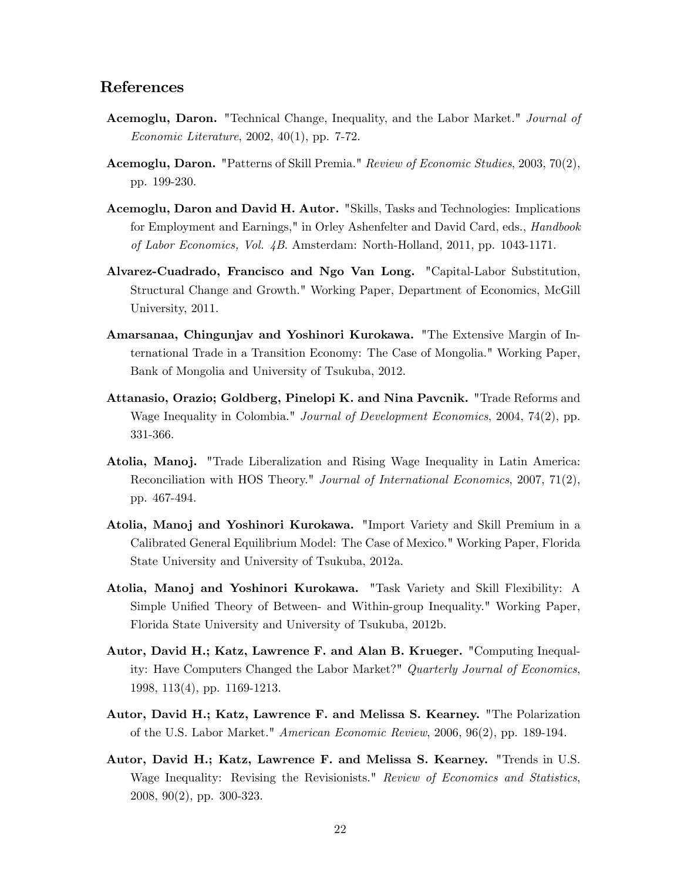## References

**Acemoglu, Daron.** "Technical Change, Inequality, and the Labor Market." *Journal of Economic Literature*, 2002, 40(1), pp. 7-72.

**Acemoglu, Daron.** "Patterns of Skill Premia." *Review of Economic Studies*, 2003, 70(2), pp. 199-230.

**Acemoglu, Daron and David H. Autor.** "Skills, Tasks and Technologies: Implications for Employment and Earnings," in Orley Ashenfelter and David Card, eds., *Handbook of Labor Economics, Vol. 4B*. Amsterdam: North-Holland, 2011, pp. 1043-1171.

**Alvarez-Cuadrado, Francisco and Ngo Van Long.** "Capital-Labor Substitution, Structural Change and Growth." Working Paper, Department of Economics, McGill University, 2011.

**Amarsanaa, Chingunjav and Yoshinori Kurokawa.** "The Extensive Margin of International Trade in a Transition Economy: The Case of Mongolia." Working Paper, Bank of Mongolia and University of Tsukuba, 2012.

**Attanasio, Orazio; Goldberg, Pinelopi K. and Nina Pavcnik.** "Trade Reforms and Wage Inequality in Colombia." *Journal of Development Economics*, 2004, 74(2), pp. 331-366.

**Atolia, Manoj.** "Trade Liberalization and Rising Wage Inequality in Latin America: Reconciliation with HOS Theory." *Journal of International Economics*, 2007, 71(2), pp. 467-494.

**Atolia, Manoj and Yoshinori Kurokawa.** "Import Variety and Skill Premium in a Calibrated General Equilibrium Model: The Case of Mexico." Working Paper, Florida State University and University of Tsukuba, 2012a.

**Atolia, Manoj and Yoshinori Kurokawa.** "Task Variety and Skill Flexibility: A Simple Unified Theory of Between- and Within-group Inequality." Working Paper, Florida State University and University of Tsukuba, 2012b.

**Autor, David H.; Katz, Lawrence F. and Alan B. Krueger.** "Computing Inequality: Have Computers Changed the Labor Market?" *Quarterly Journal of Economics*, 1998, 113(4), pp. 1169-1213.

**Autor, David H.; Katz, Lawrence F. and Melissa S. Kearney.** "The Polarization of the U.S. Labor Market." *American Economic Review*, 2006, 96(2), pp. 189-194.

**Autor, David H.; Katz, Lawrence F. and Melissa S. Kearney.** "Trends in U.S. Wage Inequality: Revising the Revisionists." *Review of Economics and Statistics*, 2008, 90(2), pp. 300-323.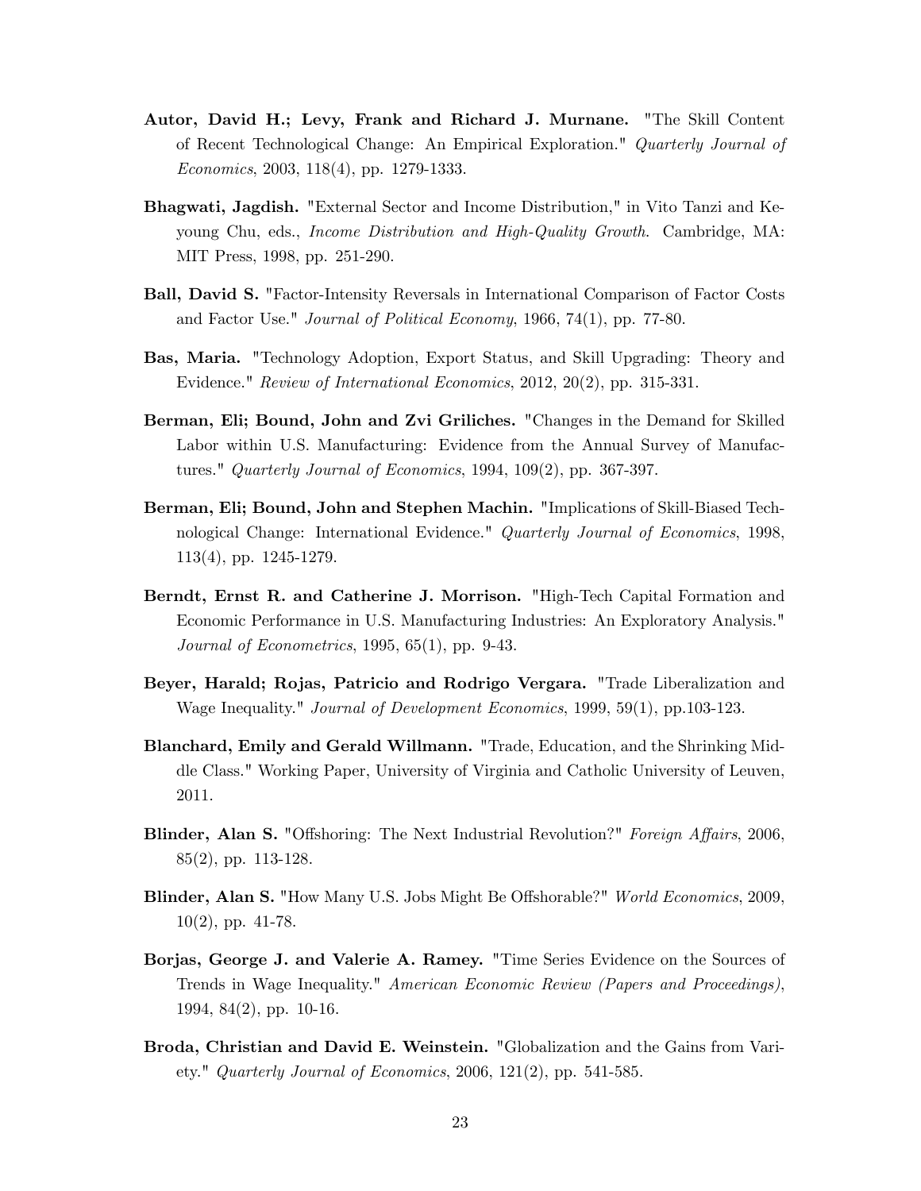**Autor, David H.; Levy, Frank and Richard J. Murnane.** "The Skill Content of Recent Technological Change: An Empirical Exploration." *Quarterly Journal of Economics*, 2003, 118(4), pp. 1279-1333.

**Bhagwati, Jagdish.** "External Sector and Income Distribution," in Vito Tanzi and Ke-young Chu, eds., *Income Distribution and High-Quality Growth*. Cambridge, MA: MIT Press, 1998, pp. 251-290.

**Ball, David S.** "Factor-Intensity Reversals in International Comparison of Factor Costs and Factor Use." *Journal of Political Economy*, 1966, 74(1), pp. 77-80.

**Bas, Maria.** "Technology Adoption, Export Status, and Skill Upgrading: Theory and Evidence." *Review of International Economics*, 2012, 20(2), pp. 315-331.

**Berman, Eli; Bound, John and Zvi Griliches.** "Changes in the Demand for Skilled Labor within U.S. Manufacturing: Evidence from the Annual Survey of Manufactures." *Quarterly Journal of Economics*, 1994, 109(2), pp. 367-397.

**Berman, Eli; Bound, John and Stephen Machin.** "Implications of Skill-Biased Technological Change: International Evidence." *Quarterly Journal of Economics*, 1998, 113(4), pp. 1245-1279.

**Berndt, Ernst R. and Catherine J. Morrison.** "High-Tech Capital Formation and Economic Performance in U.S. Manufacturing Industries: An Exploratory Analysis." *Journal of Econometrics*, 1995, 65(1), pp. 9-43.

**Beyer, Harald; Rojas, Patricio and Rodrigo Vergara.** "Trade Liberalization and Wage Inequality." *Journal of Development Economics*, 1999, 59(1), pp.103-123.

**Blanchard, Emily and Gerald Willmann.** "Trade, Education, and the Shrinking Middle Class." Working Paper, University of Virginia and Catholic University of Leuven, 2011.

**Blinder, Alan S.** "Offshoring: The Next Industrial Revolution?" *Foreign Affairs*, 2006, 85(2), pp. 113-128.

**Blinder, Alan S.** "How Many U.S. Jobs Might Be Offshorable?" *World Economics*, 2009, 10(2), pp. 41-78.

**Borjas, George J. and Valerie A. Ramey.** "Time Series Evidence on the Sources of Trends in Wage Inequality." *American Economic Review (Papers and Proceedings)*, 1994, 84(2), pp. 10-16.

**Broda, Christian and David E. Weinstein.** "Globalization and the Gains from Variety." *Quarterly Journal of Economics*, 2006, 121(2), pp. 541-585.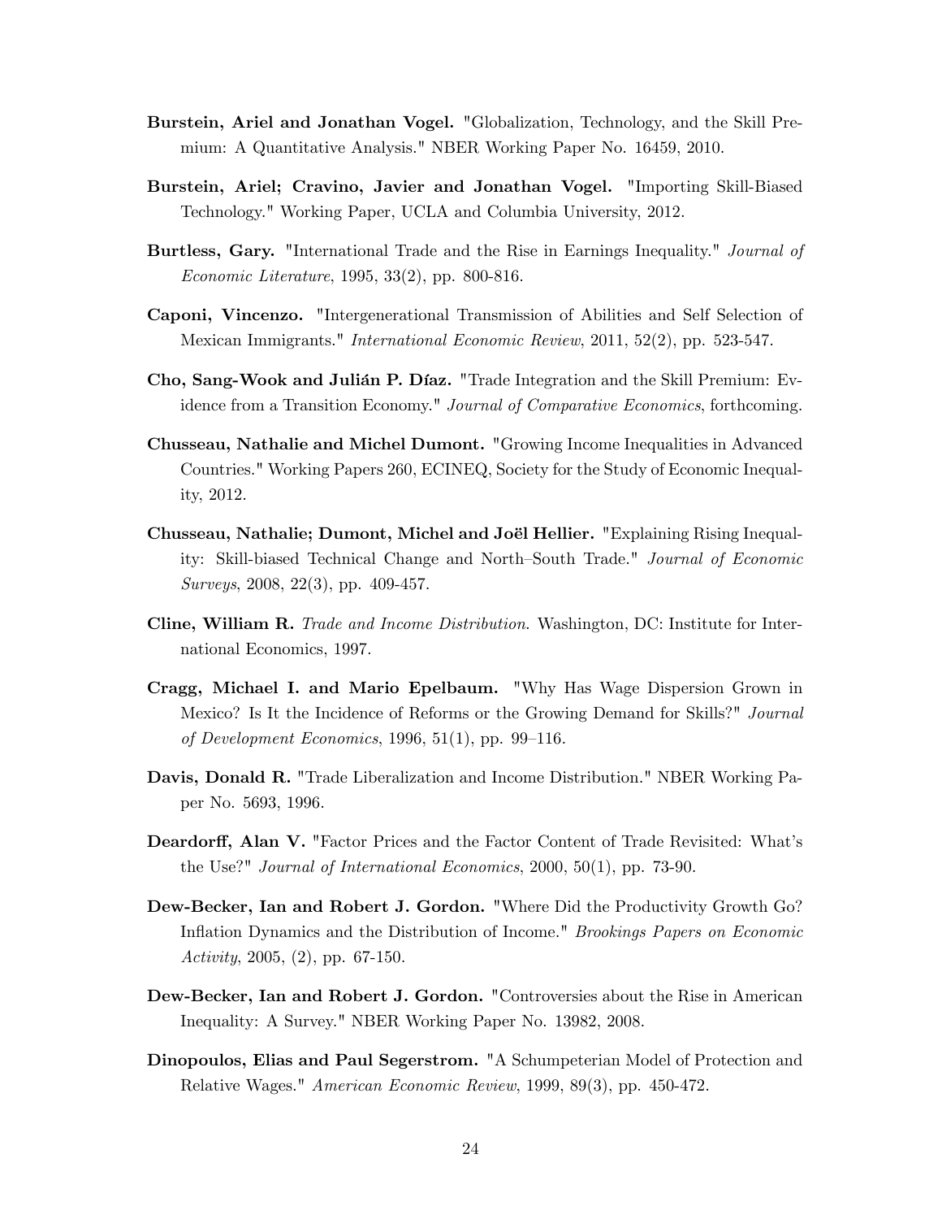**Burstein, Ariel and Jonathan Vogel.** "Globalization, Technology, and the Skill Premium: A Quantitative Analysis." NBER Working Paper No. 16459, 2010.

**Burstein, Ariel; Cravino, Javier and Jonathan Vogel.** "Importing Skill-Biased Technology." Working Paper, UCLA and Columbia University, 2012.

**Burtless, Gary.** "International Trade and the Rise in Earnings Inequality." *Journal of Economic Literature*, 1995, 33(2), pp. 800-816.

**Caponi, Vincenzo.** "Intergenerational Transmission of Abilities and Self Selection of Mexican Immigrants." *International Economic Review*, 2011, 52(2), pp. 523-547.

**Cho, Sang-Wook and Julián P. Díaz.** "Trade Integration and the Skill Premium: Evidence from a Transition Economy." *Journal of Comparative Economics*, forthcoming.

**Chusseau, Nathalie and Michel Dumont.** "Growing Income Inequalities in Advanced Countries." Working Papers 260, ECINEQ, Society for the Study of Economic Inequality, 2012.

**Chusseau, Nathalie; Dumont, Michel and Joël Hellier.** "Explaining Rising Inequality: Skill-biased Technical Change and North–South Trade." *Journal of Economic Surveys*, 2008, 22(3), pp. 409-457.

**Cline, William R.** *Trade and Income Distribution*. Washington, DC: Institute for International Economics, 1997.

**Cragg, Michael I. and Mario Epelbaum.** "Why Has Wage Dispersion Grown in Mexico? Is It the Incidence of Reforms or the Growing Demand for Skills?" *Journal of Development Economics*, 1996, 51(1), pp. 99–116.

**Davis, Donald R.** "Trade Liberalization and Income Distribution." NBER Working Paper No. 5693, 1996.

**Deardorff, Alan V.** "Factor Prices and the Factor Content of Trade Revisited: What's the Use?" *Journal of International Economics*, 2000, 50(1), pp. 73-90.

**Dew-Becker, Ian and Robert J. Gordon.** "Where Did the Productivity Growth Go? Inflation Dynamics and the Distribution of Income." *Brookings Papers on Economic Activity*, 2005, (2), pp. 67-150.

**Dew-Becker, Ian and Robert J. Gordon.** "Controversies about the Rise in American Inequality: A Survey." NBER Working Paper No. 13982, 2008.

**Dinopoulos, Elias and Paul Segerstrom.** "A Schumpeterian Model of Protection and Relative Wages." *American Economic Review*, 1999, 89(3), pp. 450-472.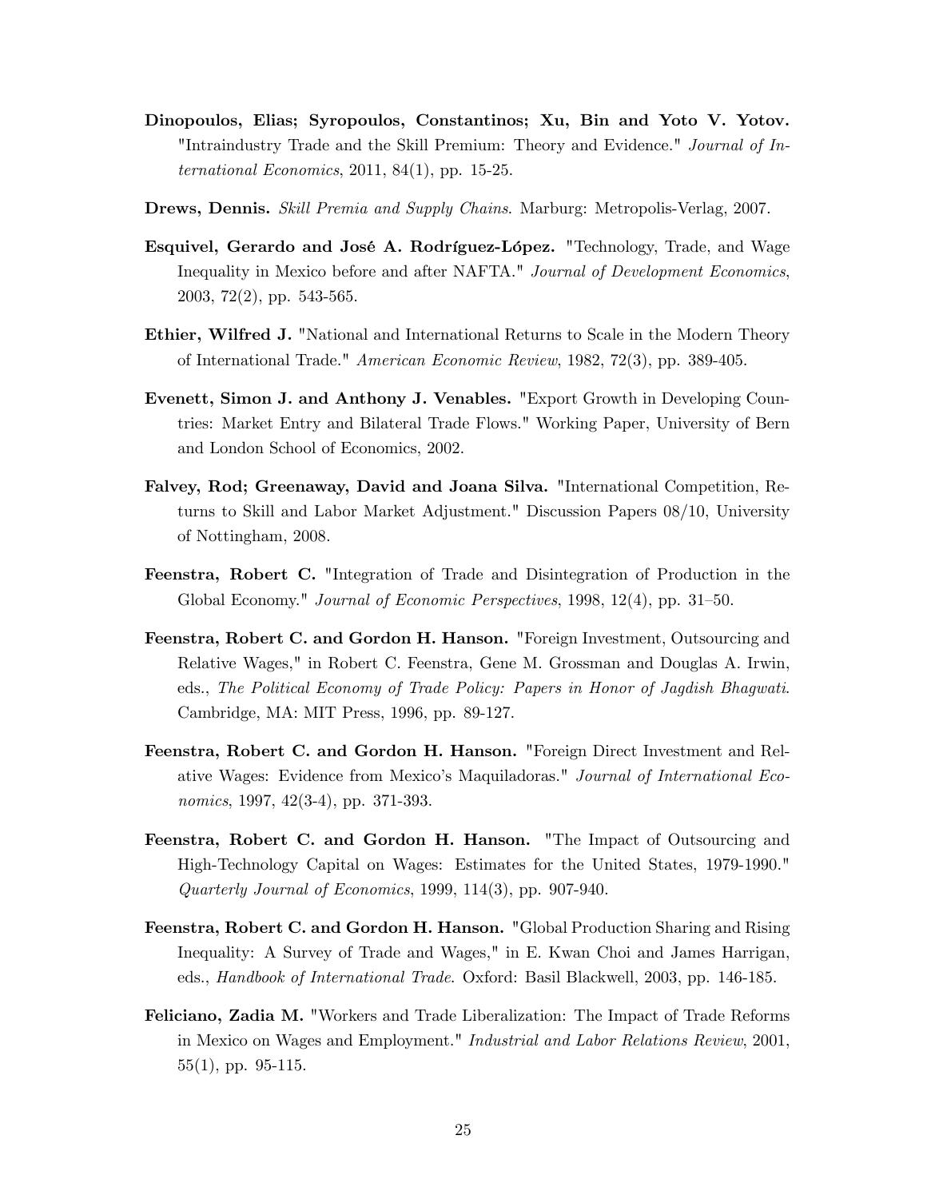**Dinopoulos, Elias; Syropoulos, Constantinos; Xu, Bin and Yoto V. Yotov.** "Intraindustry Trade and the Skill Premium: Theory and Evidence." *Journal of International Economics*, 2011, 84(1), pp. 15-25.

**Drews, Dennis.** *Skill Premia and Supply Chains*. Marburg: Metropolis-Verlag, 2007.

**Esquivel, Gerardo and José A. Rodríguez-López.** "Technology, Trade, and Wage Inequality in Mexico before and after NAFTA." *Journal of Development Economics*, 2003, 72(2), pp. 543-565.

**Ethier, Wilfred J.** "National and International Returns to Scale in the Modern Theory of International Trade." *American Economic Review*, 1982, 72(3), pp. 389-405.

**Evenett, Simon J. and Anthony J. Venables.** "Export Growth in Developing Countries: Market Entry and Bilateral Trade Flows." Working Paper, University of Bern and London School of Economics, 2002.

**Falvey, Rod; Greenaway, David and Joana Silva.** "International Competition, Returns to Skill and Labor Market Adjustment." Discussion Papers 08/10, University of Nottingham, 2008.

**Feenstra, Robert C.** "Integration of Trade and Disintegration of Production in the Global Economy." *Journal of Economic Perspectives*, 1998, 12(4), pp. 31–50.

**Feenstra, Robert C. and Gordon H. Hanson.** "Foreign Investment, Outsourcing and Relative Wages," in Robert C. Feenstra, Gene M. Grossman and Douglas A. Irwin, eds., *The Political Economy of Trade Policy: Papers in Honor of Jagdish Bhagwati*. Cambridge, MA: MIT Press, 1996, pp. 89-127.

**Feenstra, Robert C. and Gordon H. Hanson.** "Foreign Direct Investment and Relative Wages: Evidence from Mexico's Maquiladoras." *Journal of International Economics*, 1997, 42(3-4), pp. 371-393.

**Feenstra, Robert C. and Gordon H. Hanson.** "The Impact of Outsourcing and High-Technology Capital on Wages: Estimates for the United States, 1979-1990." *Quarterly Journal of Economics*, 1999, 114(3), pp. 907-940.

**Feenstra, Robert C. and Gordon H. Hanson.** "Global Production Sharing and Rising Inequality: A Survey of Trade and Wages," in E. Kwan Choi and James Harrigan, eds., *Handbook of International Trade*. Oxford: Basil Blackwell, 2003, pp. 146-185.

**Feliciano, Zadia M.** "Workers and Trade Liberalization: The Impact of Trade Reforms in Mexico on Wages and Employment." *Industrial and Labor Relations Review*, 2001, 55(1), pp. 95-115.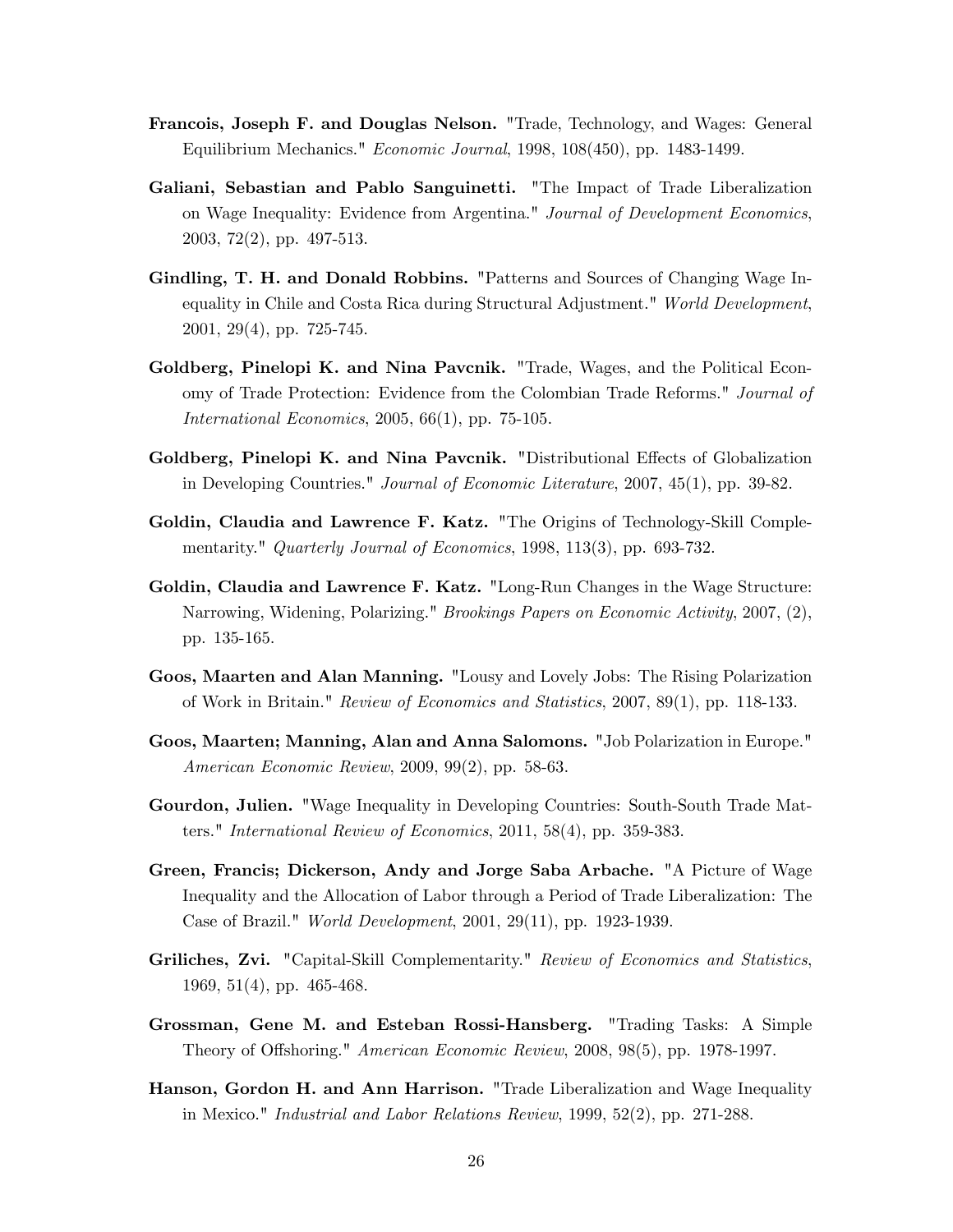**Francois, Joseph F. and Douglas Nelson.** "Trade, Technology, and Wages: General Equilibrium Mechanics." *Economic Journal*, 1998, 108(450), pp. 1483-1499.

**Galiani, Sebastian and Pablo Sanguinetti.** "The Impact of Trade Liberalization on Wage Inequality: Evidence from Argentina." *Journal of Development Economics*, 2003, 72(2), pp. 497-513.

**Gindling, T. H. and Donald Robbins.** "Patterns and Sources of Changing Wage Inequality in Chile and Costa Rica during Structural Adjustment." *World Development*, 2001, 29(4), pp. 725-745.

**Goldberg, Pinelopi K. and Nina Pavcnik.** "Trade, Wages, and the Political Economy of Trade Protection: Evidence from the Colombian Trade Reforms." *Journal of International Economics*, 2005, 66(1), pp. 75-105.

**Goldberg, Pinelopi K. and Nina Pavcnik.** "Distributional Effects of Globalization in Developing Countries." *Journal of Economic Literature*, 2007, 45(1), pp. 39-82.

**Goldin, Claudia and Lawrence F. Katz.** "The Origins of Technology-Skill Complementarity." *Quarterly Journal of Economics*, 1998, 113(3), pp. 693-732.

**Goldin, Claudia and Lawrence F. Katz.** "Long-Run Changes in the Wage Structure: Narrowing, Widening, Polarizing." *Brookings Papers on Economic Activity*, 2007, (2), pp. 135-165.

**Goos, Maarten and Alan Manning.** "Lousy and Lovely Jobs: The Rising Polarization of Work in Britain." *Review of Economics and Statistics*, 2007, 89(1), pp. 118-133.

**Goos, Maarten; Manning, Alan and Anna Salomons.** "Job Polarization in Europe." *American Economic Review*, 2009, 99(2), pp. 58-63.

**Gourdon, Julien.** "Wage Inequality in Developing Countries: South-South Trade Matters." *International Review of Economics*, 2011, 58(4), pp. 359-383.

**Green, Francis; Dickerson, Andy and Jorge Saba Arbache.** "A Picture of Wage Inequality and the Allocation of Labor through a Period of Trade Liberalization: The Case of Brazil." *World Development*, 2001, 29(11), pp. 1923-1939.

**Griliches, Zvi.** "Capital-Skill Complementarity." *Review of Economics and Statistics*, 1969, 51(4), pp. 465-468.

**Grossman, Gene M. and Esteban Rossi-Hansberg.** "Trading Tasks: A Simple Theory of Offshoring." *American Economic Review*, 2008, 98(5), pp. 1978-1997.

**Hanson, Gordon H. and Ann Harrison.** "Trade Liberalization and Wage Inequality in Mexico." *Industrial and Labor Relations Review*, 1999, 52(2), pp. 271-288.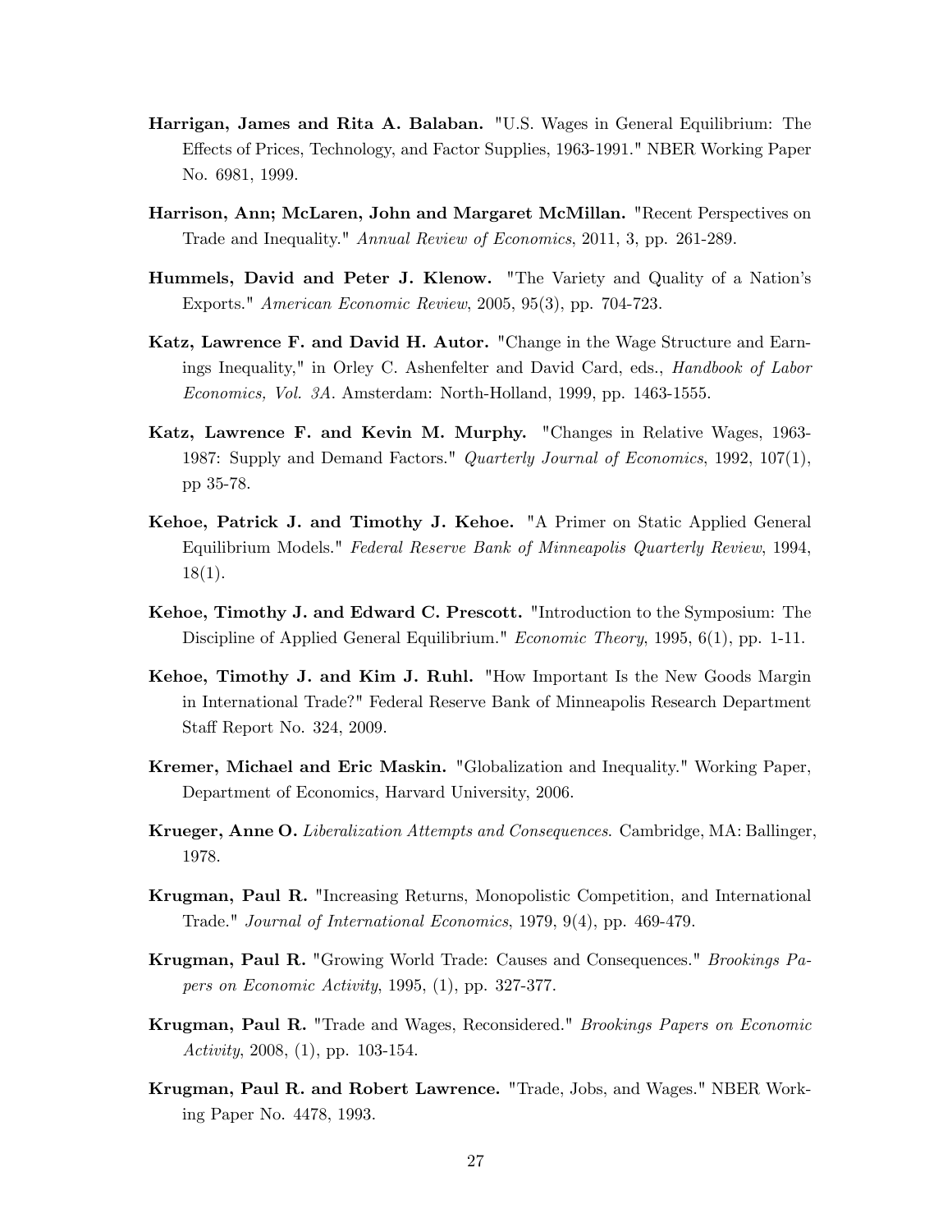**Harrigan, James and Rita A. Balaban.** "U.S. Wages in General Equilibrium: The Effects of Prices, Technology, and Factor Supplies, 1963-1991." NBER Working Paper No. 6981, 1999.

**Harrison, Ann; McLaren, John and Margaret McMillan.** "Recent Perspectives on Trade and Inequality." *Annual Review of Economics*, 2011, 3, pp. 261-289.

**Hummels, David and Peter J. Klenow.** "The Variety and Quality of a Nation's Exports." *American Economic Review*, 2005, 95(3), pp. 704-723.

**Katz, Lawrence F. and David H. Autor.** "Change in the Wage Structure and Earnings Inequality," in Orley C. Ashenfelter and David Card, eds., *Handbook of Labor Economics, Vol. 3A*. Amsterdam: North-Holland, 1999, pp. 1463-1555.

**Katz, Lawrence F. and Kevin M. Murphy.** "Changes in Relative Wages, 1963-1987: Supply and Demand Factors." *Quarterly Journal of Economics*, 1992, 107(1), pp 35-78.

**Kehoe, Patrick J. and Timothy J. Kehoe.** "A Primer on Static Applied General Equilibrium Models." *Federal Reserve Bank of Minneapolis Quarterly Review*, 1994, 18(1).

**Kehoe, Timothy J. and Edward C. Prescott.** "Introduction to the Symposium: The Discipline of Applied General Equilibrium." *Economic Theory*, 1995, 6(1), pp. 1-11.

**Kehoe, Timothy J. and Kim J. Ruhl.** "How Important Is the New Goods Margin in International Trade?" Federal Reserve Bank of Minneapolis Research Department Staff Report No. 324, 2009.

**Kremer, Michael and Eric Maskin.** "Globalization and Inequality." Working Paper, Department of Economics, Harvard University, 2006.

**Krueger, Anne O.** *Liberalization Attempts and Consequences*. Cambridge, MA: Ballinger, 1978.

**Krugman, Paul R.** "Increasing Returns, Monopolistic Competition, and International Trade." *Journal of International Economics*, 1979, 9(4), pp. 469-479.

**Krugman, Paul R.** "Growing World Trade: Causes and Consequences." *Brookings Papers on Economic Activity*, 1995, (1), pp. 327-377.

**Krugman, Paul R.** "Trade and Wages, Reconsidered." *Brookings Papers on Economic Activity*, 2008, (1), pp. 103-154.

**Krugman, Paul R. and Robert Lawrence.** "Trade, Jobs, and Wages." NBER Working Paper No. 4478, 1993.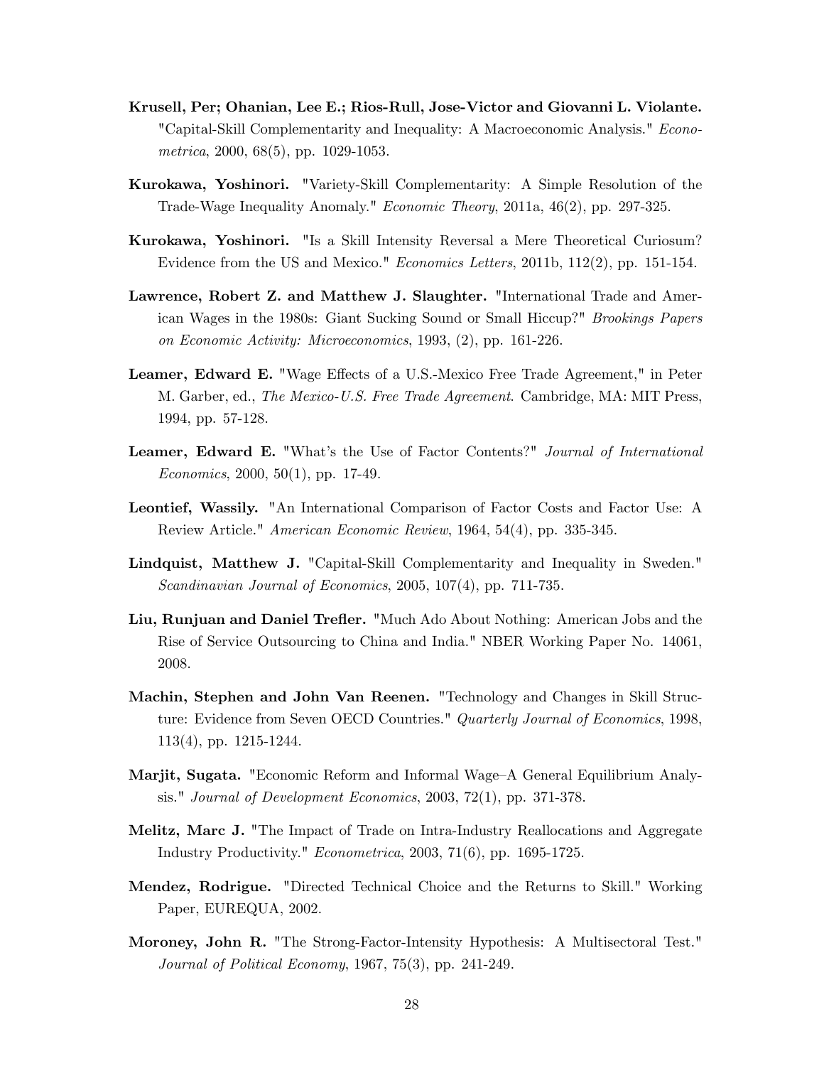**Krusell, Per; Ohanian, Lee E.; Rios-Rull, Jose-Victor and Giovanni L. Violante.** "Capital-Skill Complementarity and Inequality: A Macroeconomic Analysis." *Econometrica*, 2000, 68(5), pp. 1029-1053.

**Kurokawa, Yoshinori.** "Variety-Skill Complementarity: A Simple Resolution of the Trade-Wage Inequality Anomaly." *Economic Theory*, 2011a, 46(2), pp. 297-325.

**Kurokawa, Yoshinori.** "Is a Skill Intensity Reversal a Mere Theoretical Curiosum? Evidence from the US and Mexico." *Economics Letters*, 2011b, 112(2), pp. 151-154.

**Lawrence, Robert Z. and Matthew J. Slaughter.** "International Trade and American Wages in the 1980s: Giant Sucking Sound or Small Hiccup?" *Brookings Papers on Economic Activity: Microeconomics*, 1993, (2), pp. 161-226.

**Leamer, Edward E.** "Wage Effects of a U.S.-Mexico Free Trade Agreement," in Peter M. Garber, ed., *The Mexico-U.S. Free Trade Agreement*. Cambridge, MA: MIT Press, 1994, pp. 57-128.

**Leamer, Edward E.** "What's the Use of Factor Contents?" *Journal of International Economics*, 2000, 50(1), pp. 17-49.

**Leontief, Wassily.** "An International Comparison of Factor Costs and Factor Use: A Review Article." *American Economic Review*, 1964, 54(4), pp. 335-345.

**Lindquist, Matthew J.** "Capital-Skill Complementarity and Inequality in Sweden." *Scandinavian Journal of Economics*, 2005, 107(4), pp. 711-735.

**Liu, Runjuan and Daniel Trefler.** "Much Ado About Nothing: American Jobs and the Rise of Service Outsourcing to China and India." NBER Working Paper No. 14061, 2008.

**Machin, Stephen and John Van Reenen.** "Technology and Changes in Skill Structure: Evidence from Seven OECD Countries." *Quarterly Journal of Economics*, 1998, 113(4), pp. 1215-1244.

**Marjit, Sugata.** "Economic Reform and Informal Wage–A General Equilibrium Analysis." *Journal of Development Economics*, 2003, 72(1), pp. 371-378.

**Melitz, Marc J.** "The Impact of Trade on Intra-Industry Reallocations and Aggregate Industry Productivity." *Econometrica*, 2003, 71(6), pp. 1695-1725.

**Mendez, Rodrigue.** "Directed Technical Choice and the Returns to Skill." Working Paper, EUREQUA, 2002.

**Moroney, John R.** "The Strong-Factor-Intensity Hypothesis: A Multisectoral Test." *Journal of Political Economy*, 1967, 75(3), pp. 241-249.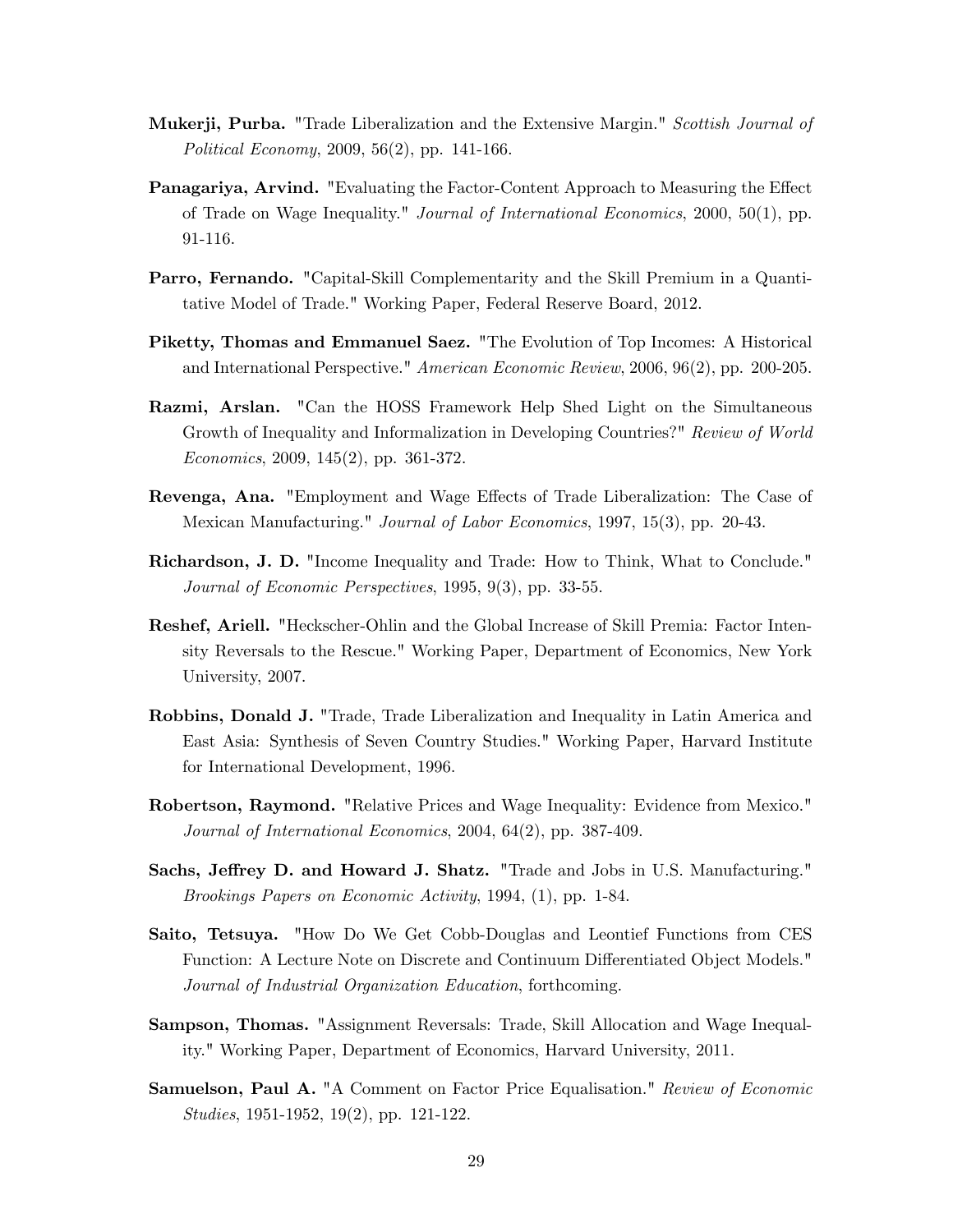**Mukerji, Purba.** "Trade Liberalization and the Extensive Margin." *Scottish Journal of Political Economy*, 2009, 56(2), pp. 141-166.

**Panagariya, Arvind.** "Evaluating the Factor-Content Approach to Measuring the Effect of Trade on Wage Inequality." *Journal of International Economics*, 2000, 50(1), pp. 91-116.

**Parro, Fernando.** "Capital-Skill Complementarity and the Skill Premium in a Quantitative Model of Trade." Working Paper, Federal Reserve Board, 2012.

**Piketty, Thomas and Emmanuel Saez.** "The Evolution of Top Incomes: A Historical and International Perspective." *American Economic Review*, 2006, 96(2), pp. 200-205.

**Razmi, Arslan.** "Can the HOSS Framework Help Shed Light on the Simultaneous Growth of Inequality and Informalization in Developing Countries?" *Review of World Economics*, 2009, 145(2), pp. 361-372.

**Revenga, Ana.** "Employment and Wage Effects of Trade Liberalization: The Case of Mexican Manufacturing." *Journal of Labor Economics*, 1997, 15(3), pp. 20-43.

**Richardson, J. D.** "Income Inequality and Trade: How to Think, What to Conclude." *Journal of Economic Perspectives*, 1995, 9(3), pp. 33-55.

**Reshef, Ariell.** "Heckscher-Ohlin and the Global Increase of Skill Premia: Factor Intensity Reversals to the Rescue." Working Paper, Department of Economics, New York University, 2007.

**Robbins, Donald J.** "Trade, Trade Liberalization and Inequality in Latin America and East Asia: Synthesis of Seven Country Studies." Working Paper, Harvard Institute for International Development, 1996.

**Robertson, Raymond.** "Relative Prices and Wage Inequality: Evidence from Mexico." *Journal of International Economics*, 2004, 64(2), pp. 387-409.

**Sachs, Jeffrey D. and Howard J. Shatz.** "Trade and Jobs in U.S. Manufacturing." *Brookings Papers on Economic Activity*, 1994, (1), pp. 1-84.

**Saito, Tetsuya.** "How Do We Get Cobb-Douglas and Leontief Functions from CES Function: A Lecture Note on Discrete and Continuum Differentiated Object Models." *Journal of Industrial Organization Education*, forthcoming.

**Sampson, Thomas.** "Assignment Reversals: Trade, Skill Allocation and Wage Inequality." Working Paper, Department of Economics, Harvard University, 2011.

**Samuelson, Paul A.** "A Comment on Factor Price Equalisation." *Review of Economic Studies*, 1951-1952, 19(2), pp. 121-122.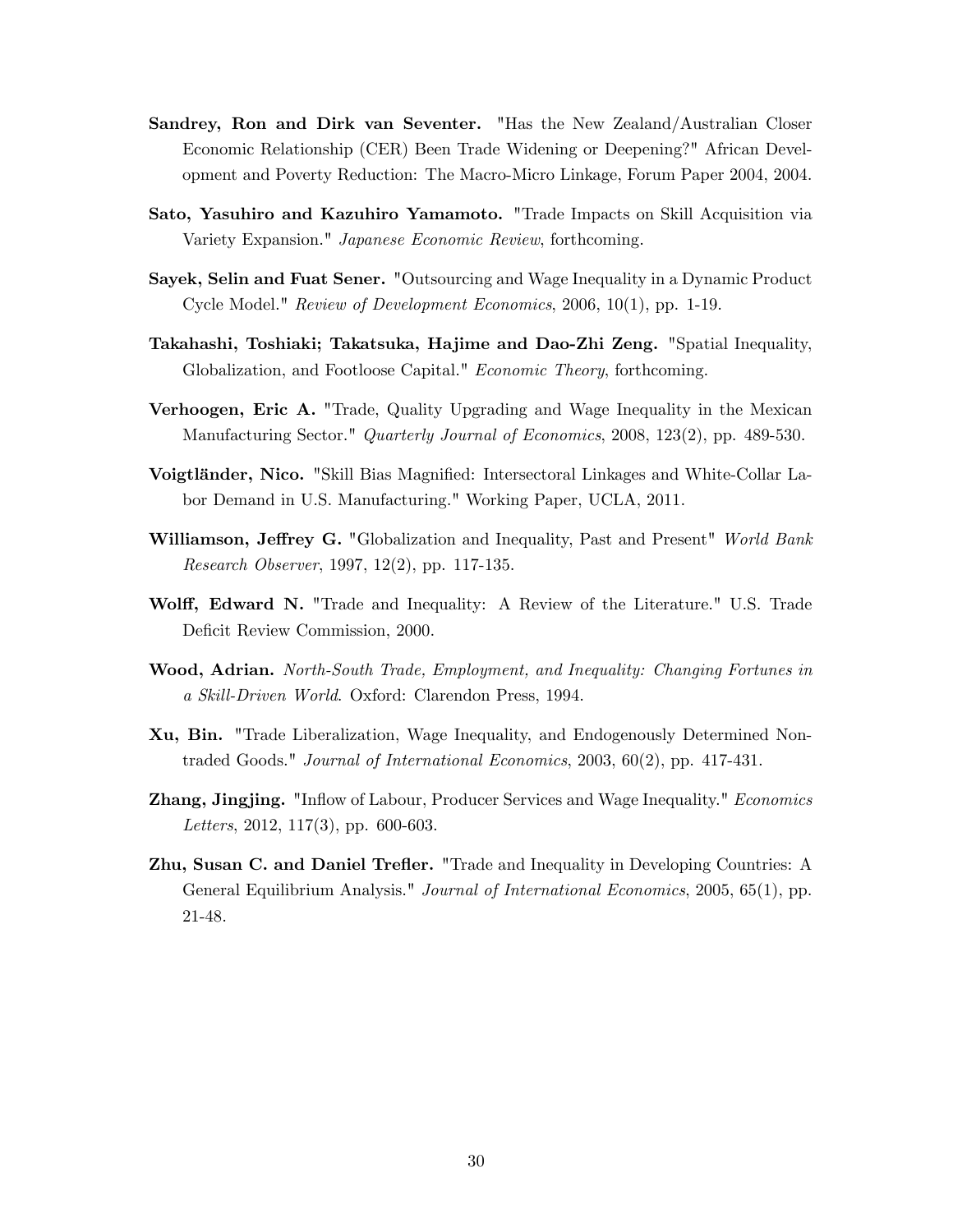**Sandrey, Ron and Dirk van Seventer.** "Has the New Zealand/Australian Closer Economic Relationship (CER) Been Trade Widening or Deepening?" African Development and Poverty Reduction: The Macro-Micro Linkage, Forum Paper 2004, 2004.

**Sato, Yasuhiro and Kazuhiro Yamamoto.** "Trade Impacts on Skill Acquisition via Variety Expansion." *Japanese Economic Review*, forthcoming.

**Sayek, Selin and Fuat Sener.** "Outsourcing and Wage Inequality in a Dynamic Product Cycle Model." *Review of Development Economics*, 2006, 10(1), pp. 1-19.

**Takahashi, Toshiaki; Takatsuka, Hajime and Dao-Zhi Zeng.** "Spatial Inequality, Globalization, and Footloose Capital." *Economic Theory*, forthcoming.

**Verhoogen, Eric A.** "Trade, Quality Upgrading and Wage Inequality in the Mexican Manufacturing Sector." *Quarterly Journal of Economics*, 2008, 123(2), pp. 489-530.

**Voigtländer, Nico.** "Skill Bias Magnified: Intersectoral Linkages and White-Collar Labor Demand in U.S. Manufacturing." Working Paper, UCLA, 2011.

**Williamson, Jeffrey G.** "Globalization and Inequality, Past and Present" *World Bank Research Observer*, 1997, 12(2), pp. 117-135.

**Wolff, Edward N.** "Trade and Inequality: A Review of the Literature." U.S. Trade Deficit Review Commission, 2000.

**Wood, Adrian.** *North-South Trade, Employment, and Inequality: Changing Fortunes in a Skill-Driven World*. Oxford: Clarendon Press, 1994.

**Xu, Bin.** "Trade Liberalization, Wage Inequality, and Endogenously Determined Nontraded Goods." *Journal of International Economics*, 2003, 60(2), pp. 417-431.

**Zhang, Jingjing.** "Inflow of Labour, Producer Services and Wage Inequality." *Economics Letters*, 2012, 117(3), pp. 600-603.

**Zhu, Susan C. and Daniel Trefler.** "Trade and Inequality in Developing Countries: A General Equilibrium Analysis." *Journal of International Economics*, 2005, 65(1), pp. 21-48.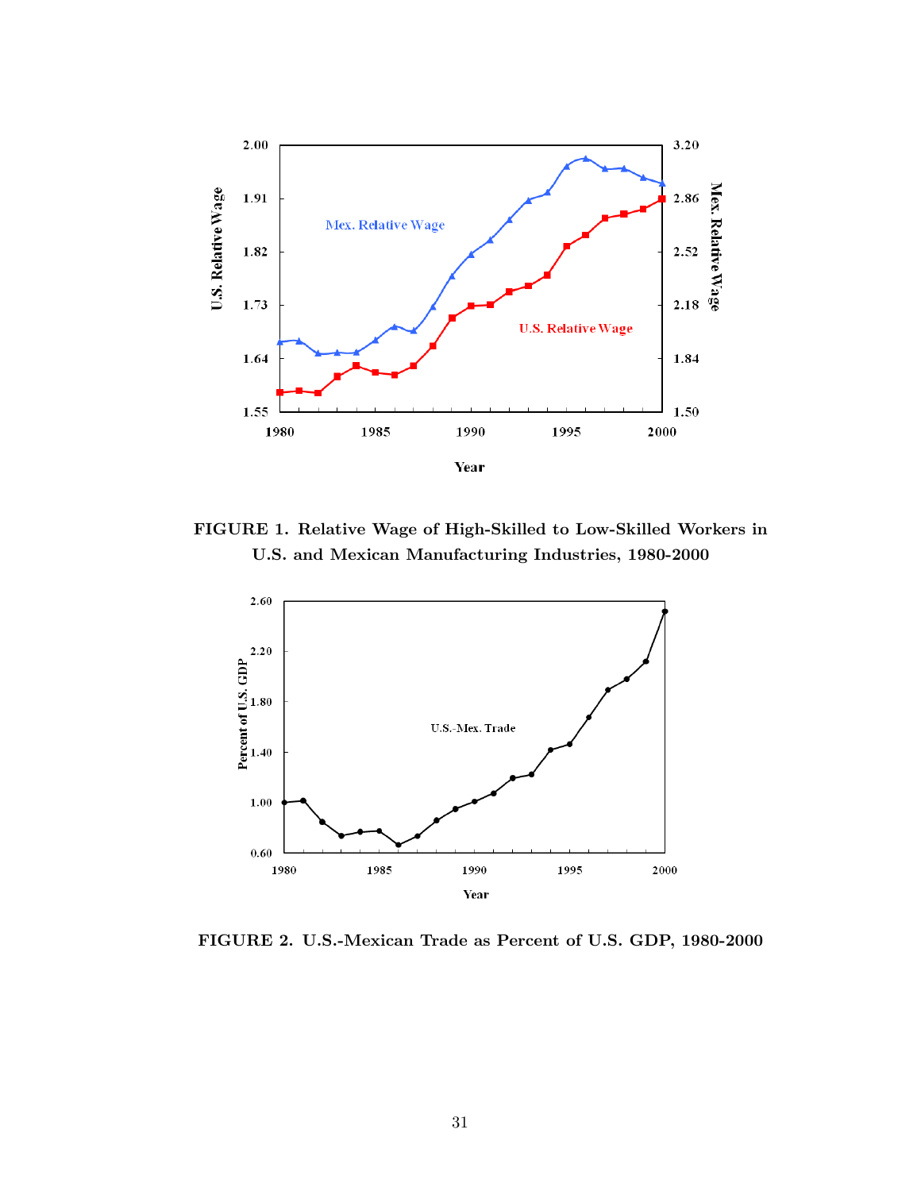**FIGURE 1. Relative Wage of High-Skilled to Low-Skilled Workers in U.S. and Mexican Manufacturing Industries, 1980-2000**

**FIGURE 2. U.S.-Mexican Trade as Percent of U.S. GDP, 1980-2000**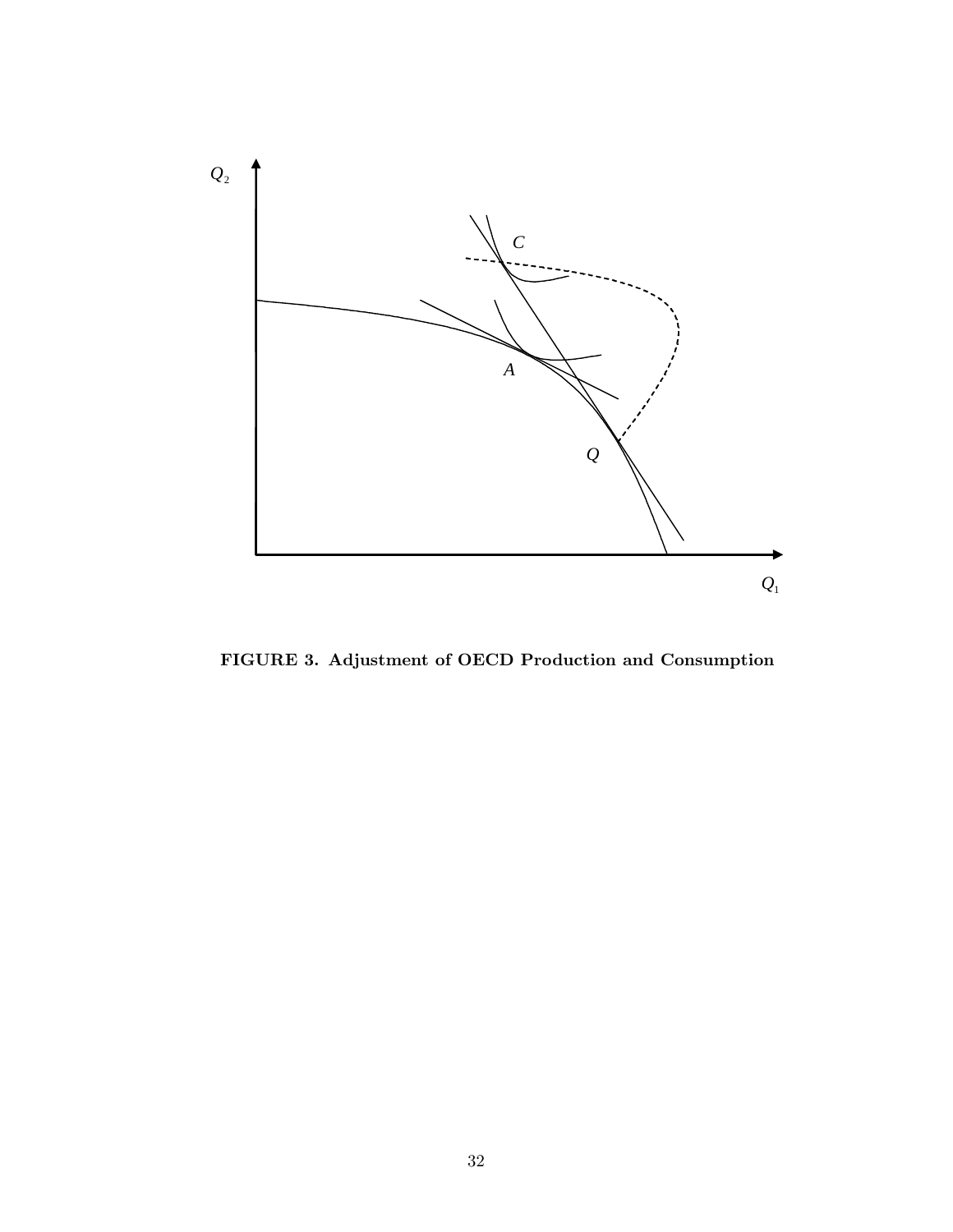**FIGURE 3. Adjustment of OECD Production and Consumption**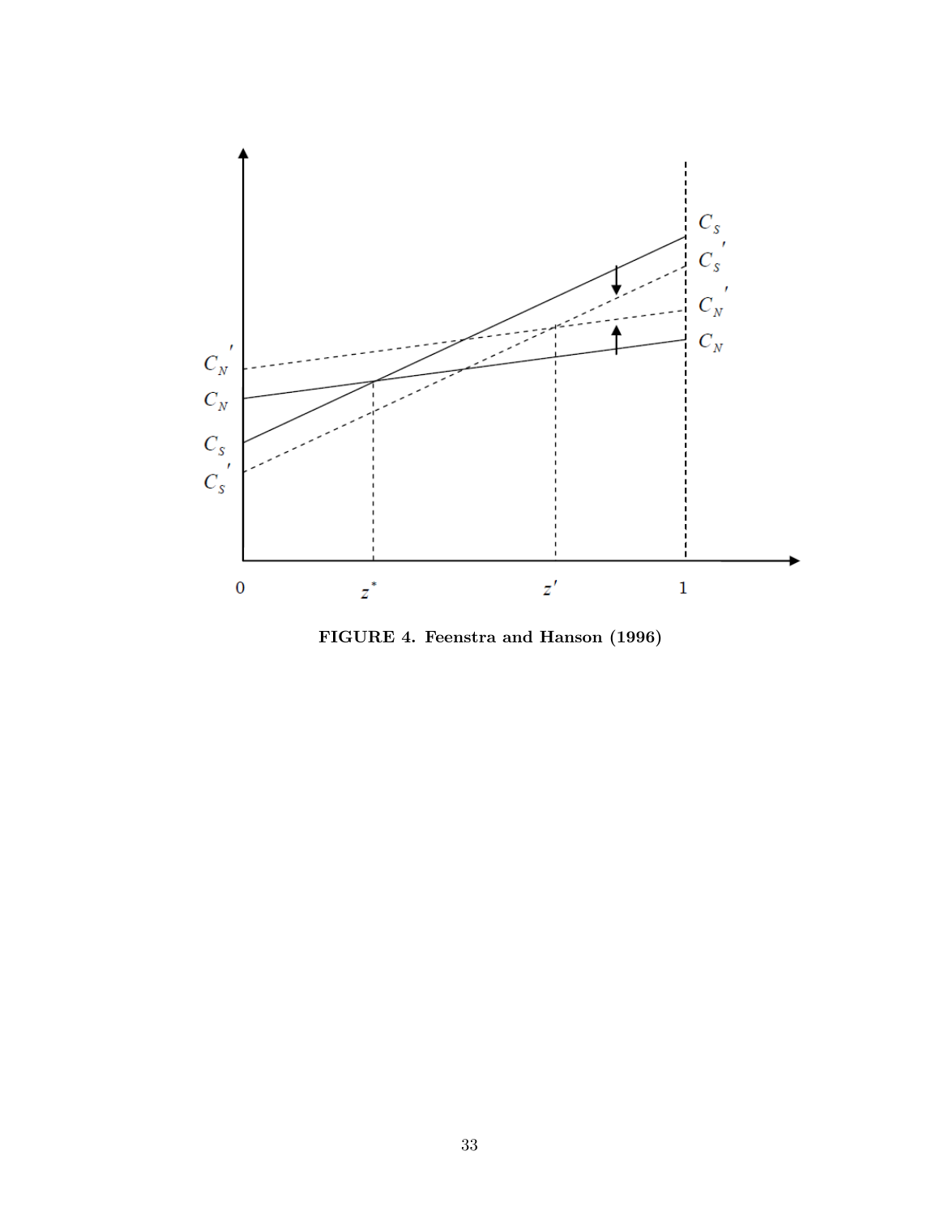**FIGURE 4. Feenstra and Hanson (1996)**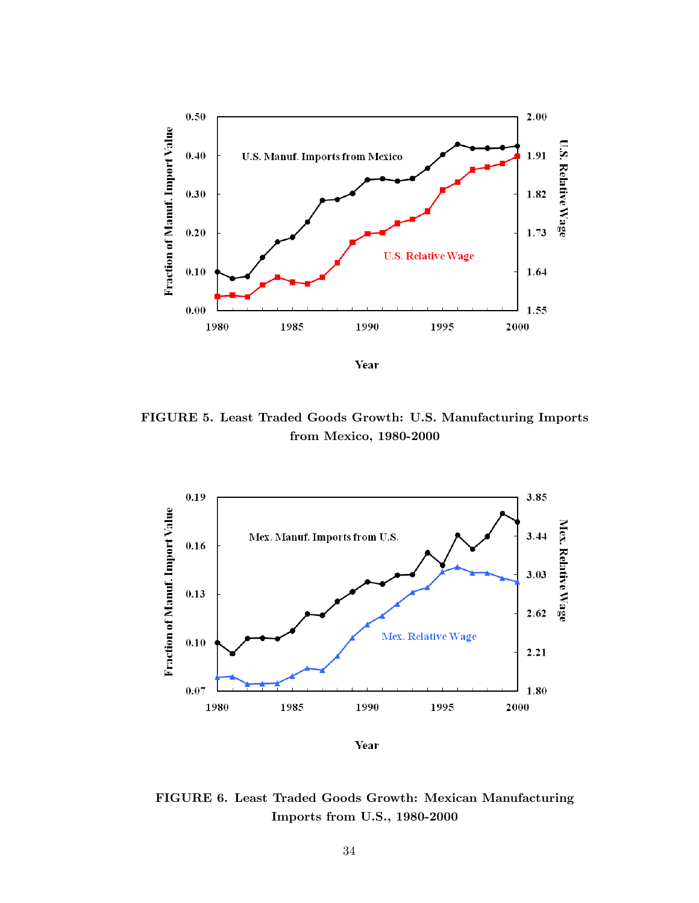FIGURE 5. Least Traded Goods Growth: U.S. Manufacturing Imports from Mexico, 1980-2000

FIGURE 6. Least Traded Goods Growth: Mexican Manufacturing Imports from U.S., 1980-2000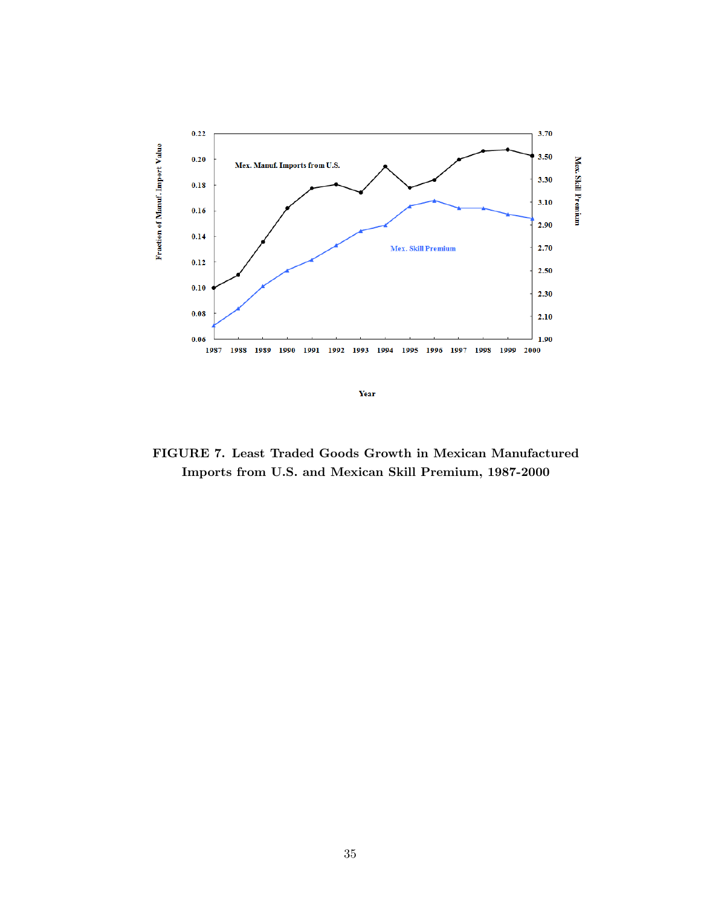**FIGURE 7. Least Traded Goods Growth in Mexican Manufactured Imports from U.S. and Mexican Skill Premium, 1987-2000**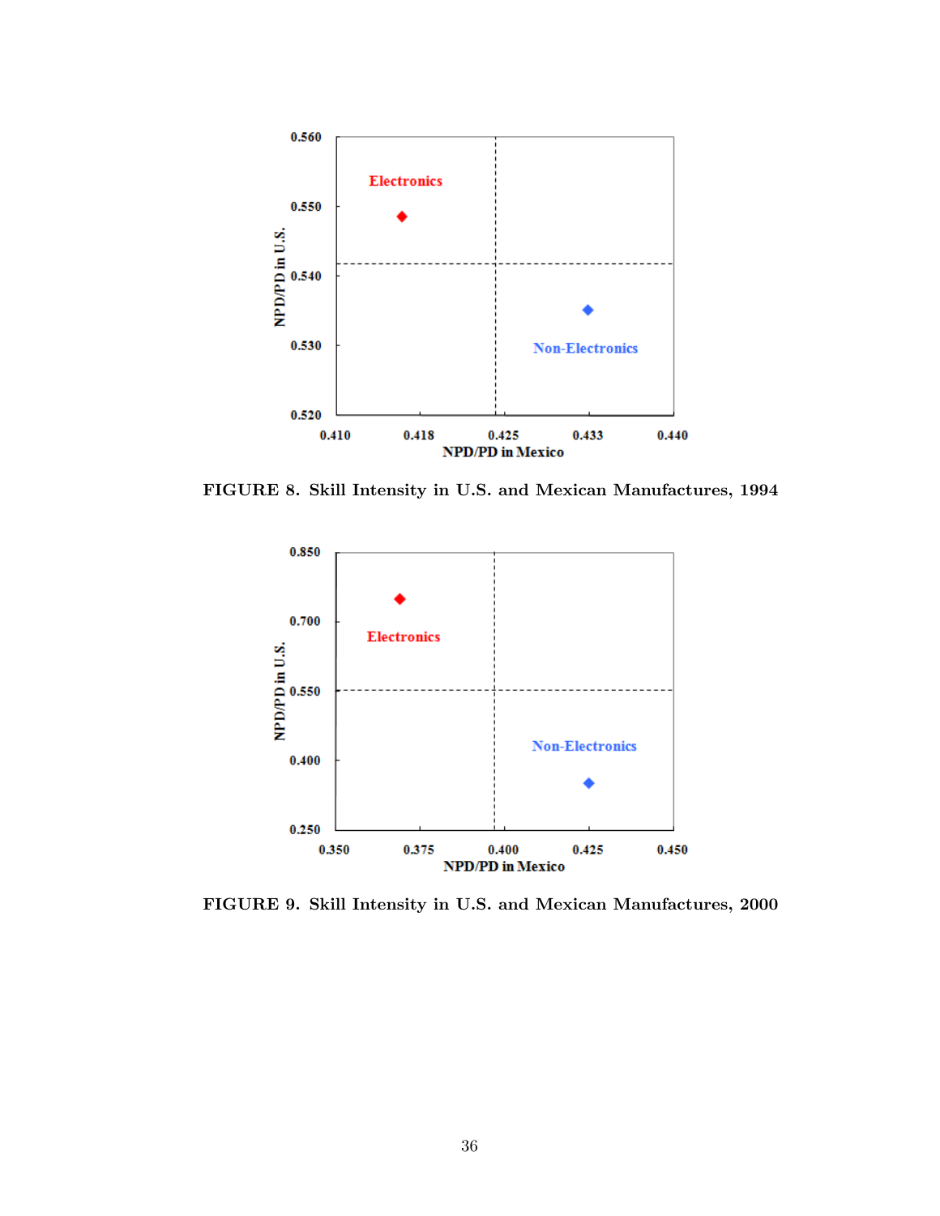0.560
0.550
0.540
0.530
0.520
NPD/PD in U.S.
Electronics
Non-Electronics
0.410
0.418
0.425
0.433
0.440
NPD/PD in Mexico

FIGURE 8. Skill Intensity in U.S. and Mexican Manufactures, 1994

0.850
0.700
0.550
0.400
0.250
NPD/PD in U.S.
Electronics
Non-Electronics
0.350
0.375
0.400
0.425
0.450
NPD/PD in Mexico

FIGURE 9. Skill Intensity in U.S. and Mexican Manufactures, 2000